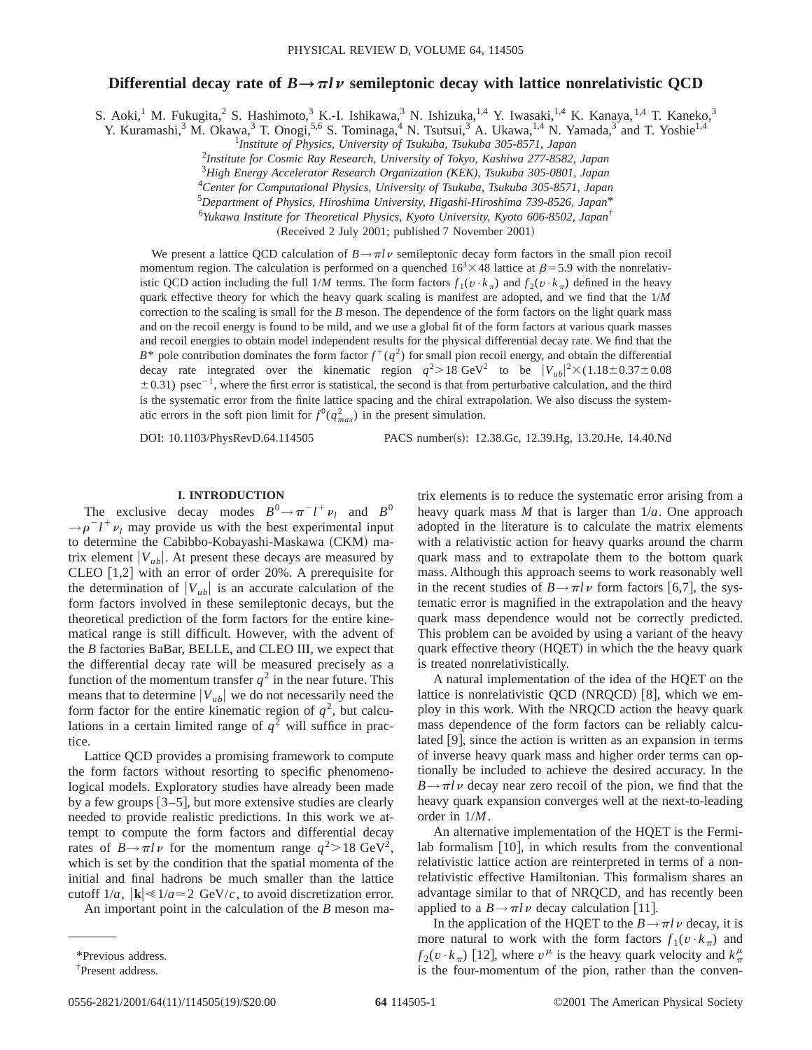# Differential decay rate of $B\to\pi l\nu$ semileptonic decay with lattice nonrelativistic QCD

S. Aoki,[1] M. Fukugita,[2] S. Hashimoto,[3] K.-I. Ishikawa,[3] N. Ishizuka,[1,4] Y. Iwasaki,[1,4] K. Kanaya,[1,4] T. Kaneko,[3] Y. Kuramashi,[3] M. Okawa,[3] T. Onogi,[5,6] S. Tominaga,[4] N. Tsutsui,[3] A. Ukawa,[1,4] N. Yamada,[3] and T. Yoshie[1,4]

[1] *Institute of Physics, University of Tsukuba, Tsukuba 305-8571, Japan*
[2] *Institute for Cosmic Ray Research, University of Tokyo, Kashiwa 277-8582, Japan*
[3] *High Energy Accelerator Research Organization (KEK), Tsukuba 305-0801, Japan*
[4] *Center for Computational Physics, University of Tsukuba, Tsukuba 305-8571, Japan*
[5] *Department of Physics, Hiroshima University, Higashi-Hiroshima 739-8526, Japan**
[6] *Yukawa Institute for Theoretical Physics, Kyoto University, Kyoto 606-8502, Japan†*

(Received 2 July 2001; published 7 November 2001)

We present a lattice QCD calculation of $B\to\pi l\nu$ semileptonic decay form factors in the small pion recoil momentum region. The calculation is performed on a quenched $16^3\times48$ lattice at $\beta=5.9$ with the nonrelativistic QCD action including the full $1/M$ terms. The form factors $f_1(v\cdot k_\pi)$ and $f_2(v\cdot k_\pi)$ defined in the heavy quark effective theory for which the heavy quark scaling is manifest are adopted, and we find that the $1/M$ correction to the scaling is small for the $B$ meson. The dependence of the form factors on the light quark mass and on the recoil energy is found to be mild, and we use a global fit of the form factors at various quark masses and recoil energies to obtain model independent results for the physical differential decay rate. We find that the $B^*$ pole contribution dominates the form factor $f^+(q^2)$ for small pion recoil energy, and obtain the differential decay rate integrated over the kinematic region $q^2>18\ \mathrm{GeV}^2$ to be $|V_{ub}|^2\times(1.18\pm0.37\pm0.08\pm0.31)\ \mathrm{psec}^{-1}$, where the first error is statistical, the second is that from perturbative calculation, and the third is the systematic error from the finite lattice spacing and the chiral extrapolation. We also discuss the systematic errors in the soft pion limit for $f^0(q^2_{max})$ in the present simulation.

DOI: 10.1103/PhysRevD.64.114505 PACS number(s): 12.38.Gc, 12.39.Hg, 13.20.He, 14.40.Nd

## I. INTRODUCTION

The exclusive decay modes $B^0\to\pi^-l^+\nu_l$ and $B^0\to\rho^-l^+\nu_l$ may provide us with the best experimental input to determine the Cabibbo-Kobayashi-Maskawa (CKM) matrix element $|V_{ub}|$. At present these decays are measured by CLEO [1,2] with an error of order 20%. A prerequisite for the determination of $|V_{ub}|$ is an accurate calculation of the form factors involved in these semileptonic decays, but the theoretical prediction of the form factors for the entire kinematical range is still difficult. However, with the advent of the $B$ factories BaBar, BELLE, and CLEO III, we expect that the differential decay rate will be measured precisely as a function of the momentum transfer $q^2$ in the near future. This means that to determine $|V_{ub}|$ we do not necessarily need the form factor for the entire kinematic region of $q^2$, but calculations in a certain limited range of $q^2$ will suffice in practice.

Lattice QCD provides a promising framework to compute the form factors without resorting to specific phenomenological models. Exploratory studies have already been made by a few groups [3–5], but more extensive studies are clearly needed to provide realistic predictions. In this work we attempt to compute the form factors and differential decay rates of $B\to\pi l\nu$ for the momentum range $q^2>18\ \mathrm{GeV}^2$, which is set by the condition that the spatial momenta of the initial and final hadrons be much smaller than the lattice cutoff $1/a$, $|\mathbf{k}|\ll1/a\simeq2\ \mathrm{GeV}/c$, to avoid discretization error.

An important point in the calculation of the $B$ meson matrix elements is to reduce the systematic error arising from a heavy quark mass $M$ that is larger than $1/a$. One approach adopted in the literature is to calculate the matrix elements with a relativistic action for heavy quarks around the charm quark mass and to extrapolate them to the bottom quark mass. Although this approach seems to work reasonably well in the recent studies of $B\to\pi l\nu$ form factors [6,7], the systematic error is magnified in the extrapolation and the heavy quark mass dependence would not be correctly predicted. This problem can be avoided by using a variant of the heavy quark effective theory (HQET) in which the the heavy quark is treated nonrelativistically.

A natural implementation of the idea of the HQET on the lattice is nonrelativistic QCD (NRQCD) [8], which we employ in this work. With the NRQCD action the heavy quark mass dependence of the form factors can be reliably calculated [9], since the action is written as an expansion in terms of inverse heavy quark mass and higher order terms can optionally be included to achieve the desired accuracy. In the $B\to\pi l\nu$ decay near zero recoil of the pion, we find that the heavy quark expansion converges well at the next-to-leading order in $1/M$.

An alternative implementation of the HQET is the Fermilab formalism [10], in which results from the conventional relativistic lattice action are reinterpreted in terms of a nonrelativistic effective Hamiltonian. This formalism shares an advantage similar to that of NRQCD, and has recently been applied to a $B\to\pi l\nu$ decay calculation [11].

In the application of the HQET to the $B\to\pi l\nu$ decay, it is more natural to work with the form factors $f_1(v\cdot k_\pi)$ and $f_2(v\cdot k_\pi)$ [12], where $v^\mu$ is the heavy quark velocity and $k_\pi^\mu$ is the four-momentum of the pion, rather than the conven-

---

*Previous address.
†Present address.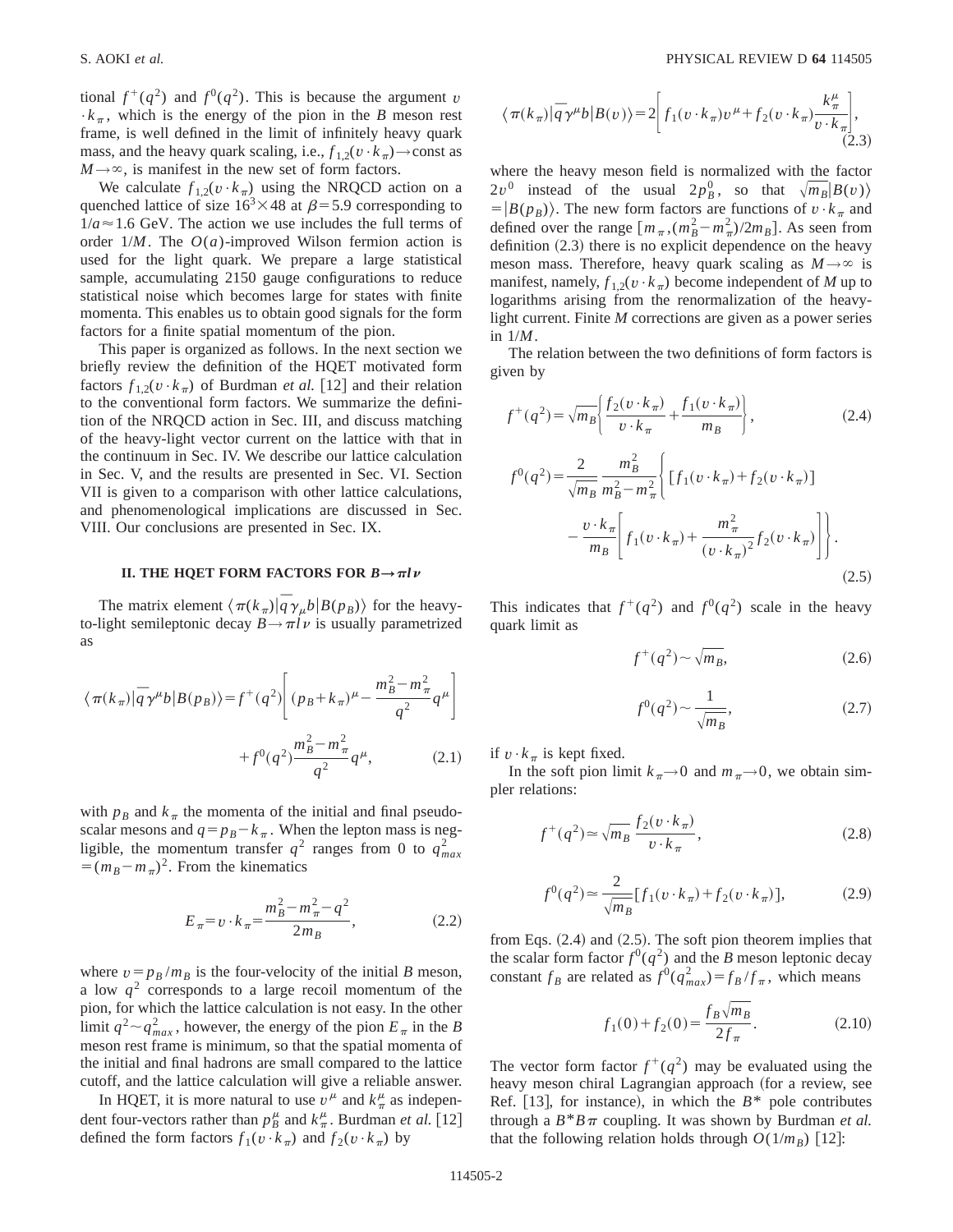tional $f^+(q^2)$ and $f^0(q^2)$. This is because the argument $v \cdot k_\pi$, which is the energy of the pion in the $B$ meson rest frame, is well defined in the limit of infinitely heavy quark mass, and the heavy quark scaling, i.e., $f_{1,2}(v\cdot k_\pi)\to$const as $M\to\infty$, is manifest in the new set of form factors.

We calculate $f_{1,2}(v\cdot k_\pi)$ using the NRQCD action on a quenched lattice of size $16^3\times 48$ at $\beta=5.9$ corresponding to $1/a\approx 1.6$ GeV. The action we use includes the full terms of order $1/M$. The $O(a)$-improved Wilson fermion action is used for the light quark. We prepare a large statistical sample, accumulating 2150 gauge configurations to reduce statistical noise which becomes large for states with finite momenta. This enables us to obtain good signals for the form factors for a finite spatial momentum of the pion.

This paper is organized as follows. In the next section we briefly review the definition of the HQET motivated form factors $f_{1,2}(v\cdot k_\pi)$ of Burdman *et al.* [12] and their relation to the conventional form factors. We summarize the definition of the NRQCD action in Sec. III, and discuss matching of the heavy-light vector current on the lattice with that in the continuum in Sec. IV. We describe our lattice calculation in Sec. V, and the results are presented in Sec. VI. Section VII is given to a comparison with other lattice calculations, and phenomenological implications are discussed in Sec. VIII. Our conclusions are presented in Sec. IX.

## II. THE HQET FORM FACTORS FOR $B\to\pi l\nu$

The matrix element $\langle\pi(k_\pi)|\bar{q}\gamma_\mu b|B(p_B)\rangle$ for the heavy-to-light semileptonic decay $B\to\pi l\nu$ is usually parametrized as

$$\langle\pi(k_\pi)|\bar{q}\gamma^\mu b|B(p_B)\rangle = f^+(q^2)\left[(p_B+k_\pi)^\mu - \frac{m_B^2-m_\pi^2}{q^2}q^\mu\right] + f^0(q^2)\frac{m_B^2-m_\pi^2}{q^2}q^\mu, \tag{2.1}$$

with $p_B$ and $k_\pi$ the momenta of the initial and final pseudoscalar mesons and $q=p_B-k_\pi$. When the lepton mass is negligible, the momentum transfer $q^2$ ranges from 0 to $q^2_{max}=(m_B-m_\pi)^2$. From the kinematics

$$E_\pi = v\cdot k_\pi = \frac{m_B^2-m_\pi^2-q^2}{2m_B}, \tag{2.2}$$

where $v=p_B/m_B$ is the four-velocity of the initial $B$ meson, a low $q^2$ corresponds to a large recoil momentum of the pion, for which the lattice calculation is not easy. In the other limit $q^2\sim q^2_{max}$, however, the energy of the pion $E_\pi$ in the $B$ meson rest frame is minimum, so that the spatial momenta of the initial and final hadrons are small compared to the lattice cutoff, and the lattice calculation will give a reliable answer.

In HQET, it is more natural to use $v^\mu$ and $k_\pi^\mu$ as independent four-vectors rather than $p_B^\mu$ and $k_\pi^\mu$. Burdman *et al.* [12] defined the form factors $f_1(v\cdot k_\pi)$ and $f_2(v\cdot k_\pi)$ by

$$\langle\pi(k_\pi)|\bar{q}\gamma^\mu b|B(v)\rangle = 2\left[f_1(v\cdot k_\pi)v^\mu + f_2(v\cdot k_\pi)\frac{k_\pi^\mu}{v\cdot k_\pi}\right], \tag{2.3}$$

where the heavy meson field is normalized with the factor $2v^0$ instead of the usual $2p_B^0$, so that $\sqrt{m_B}|B(v)\rangle = |B(p_B)\rangle$. The new form factors are functions of $v\cdot k_\pi$ and defined over the range $[m_\pi,(m_B^2-m_\pi^2)/2m_B]$. As seen from definition (2.3) there is no explicit dependence on the heavy meson mass. Therefore, heavy quark scaling as $M\to\infty$ is manifest, namely, $f_{1,2}(v\cdot k_\pi)$ become independent of $M$ up to logarithms arising from the renormalization of the heavy-light current. Finite $M$ corrections are given as a power series in $1/M$.

The relation between the two definitions of form factors is given by

$$f^+(q^2) = \sqrt{m_B}\left\{\frac{f_2(v\cdot k_\pi)}{v\cdot k_\pi} + \frac{f_1(v\cdot k_\pi)}{m_B}\right\}, \tag{2.4}$$

$$f^0(q^2) = \frac{2}{\sqrt{m_B}}\frac{m_B^2}{m_B^2-m_\pi^2}\left\{[f_1(v\cdot k_\pi)+f_2(v\cdot k_\pi)] - \frac{v\cdot k_\pi}{m_B}\left[f_1(v\cdot k_\pi) + \frac{m_\pi^2}{(v\cdot k_\pi)^2}f_2(v\cdot k_\pi)\right]\right\}. \tag{2.5}$$

This indicates that $f^+(q^2)$ and $f^0(q^2)$ scale in the heavy quark limit as

$$f^+(q^2)\sim\sqrt{m_B}, \tag{2.6}$$

$$f^0(q^2)\sim\frac{1}{\sqrt{m_B}}, \tag{2.7}$$

if $v\cdot k_\pi$ is kept fixed.

In the soft pion limit $k_\pi\to 0$ and $m_\pi\to 0$, we obtain simpler relations:

$$f^+(q^2)\simeq\sqrt{m_B}\frac{f_2(v\cdot k_\pi)}{v\cdot k_\pi}, \tag{2.8}$$

$$f^0(q^2)\simeq\frac{2}{\sqrt{m_B}}[f_1(v\cdot k_\pi)+f_2(v\cdot k_\pi)], \tag{2.9}$$

from Eqs. (2.4) and (2.5). The soft pion theorem implies that the scalar form factor $f^0(q^2)$ and the $B$ meson leptonic decay constant $f_B$ are related as $f^0(q^2_{max})=f_B/f_\pi$, which means

$$f_1(0)+f_2(0)=\frac{f_B\sqrt{m_B}}{2f_\pi}. \tag{2.10}$$

The vector form factor $f^+(q^2)$ may be evaluated using the heavy meson chiral Lagrangian approach (for a review, see Ref. [13], for instance), in which the $B^*$ pole contributes through a $B^*B\pi$ coupling. It was shown by Burdman *et al.* that the following relation holds through $O(1/m_B)$ [12]: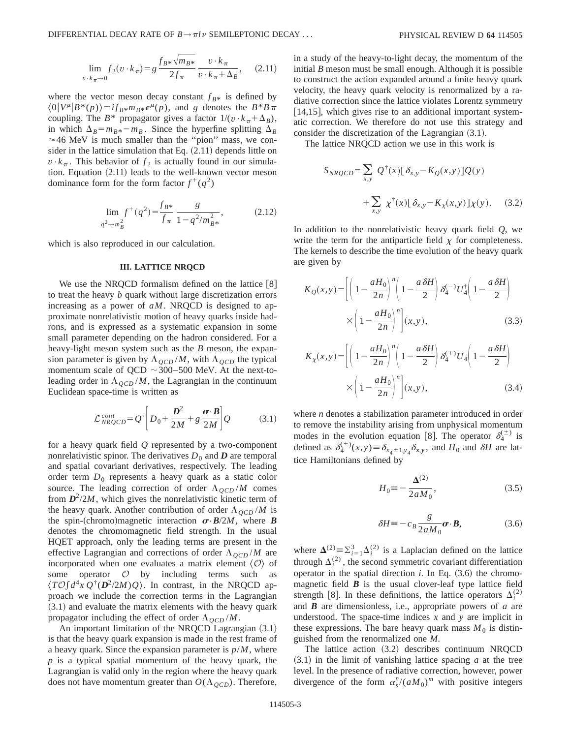$$\lim_{v\cdot k_\pi \to 0} f_2(v\cdot k_\pi) = g\frac{f_{B^*}\sqrt{m_{B^*}}}{2f_\pi}\frac{v\cdot k_\pi}{v\cdot k_\pi + \Delta_B}, \quad (2.11)$$

where the vector meson decay constant $f_{B^*}$ is defined by $\langle 0|V^\mu|B^*(p)\rangle = if_{B^*}m_{B^*}\epsilon^\mu(p)$, and $g$ denotes the $B^*B\pi$ coupling. The $B^*$ propagator gives a factor $1/(v\cdot k_\pi + \Delta_B)$, in which $\Delta_B = m_{B^*} - m_B$. Since the hyperfine splitting $\Delta_B \approx 46$ MeV is much smaller than the "pion" mass, we consider in the lattice simulation that Eq. (2.11) depends little on $v\cdot k_\pi$. This behavior of $f_2$ is actually found in our simulation. Equation (2.11) leads to the well-known vector meson dominance form for the form factor $f^+(q^2)$

$$\lim_{q^2\to m_B^2} f^+(q^2) = \frac{f_{B^*}}{f_\pi}\frac{g}{1-q^2/m_{B^*}^2}, \quad (2.12)$$

which is also reproduced in our calculation.

## III. LATTICE NRQCD

We use the NRQCD formalism defined on the lattice [8] to treat the heavy $b$ quark without large discretization errors increasing as a power of $aM$. NRQCD is designed to approximate nonrelativistic motion of heavy quarks inside hadrons, and is expressed as a systematic expansion in some small parameter depending on the hadron considered. For a heavy-light meson system such as the $B$ meson, the expansion parameter is given by $\Lambda_{QCD}/M$, with $\Lambda_{QCD}$ the typical momentum scale of QCD $\sim$300–500 MeV. At the next-to-leading order in $\Lambda_{QCD}/M$, the Lagrangian in the continuum Euclidean space-time is written as

$$\mathcal{L}^{cont}_{NRQCD} = Q^\dagger\left[D_0 + \frac{\boldsymbol{D}^2}{2M} + g\frac{\boldsymbol{\sigma}\cdot\boldsymbol{B}}{2M}\right]Q \quad (3.1)$$

for a heavy quark field $Q$ represented by a two-component nonrelativistic spinor. The derivatives $D_0$ and $\boldsymbol{D}$ are temporal and spatial covariant derivatives, respectively. The leading order term $D_0$ represents a heavy quark as a static color source. The leading correction of order $\Lambda_{QCD}/M$ comes from $\boldsymbol{D}^2/2M$, which gives the nonrelativistic kinetic term of the heavy quark. Another contribution of order $\Lambda_{QCD}/M$ is the spin-(chromo)magnetic interaction $\boldsymbol{\sigma}\cdot\boldsymbol{B}/2M$, where $\boldsymbol{B}$ denotes the chromomagnetic field strength. In the usual HQET approach, only the leading terms are present in the effective Lagrangian and corrections of order $\Lambda_{QCD}/M$ are incorporated when one evaluates a matrix element $\langle\mathcal{O}\rangle$ of some operator $\mathcal{O}$ by including terms such as $\langle T\mathcal{O}\int d^4x\, Q^\dagger(\boldsymbol{D}^2/2M)Q\rangle$. In contrast, in the NRQCD approach we include the correction terms in the Lagrangian (3.1) and evaluate the matrix elements with the heavy quark propagator including the effect of order $\Lambda_{QCD}/M$.

An important limitation of the NRQCD Lagrangian (3.1) is that the heavy quark expansion is made in the rest frame of a heavy quark. Since the expansion parameter is $p/M$, where $p$ is a typical spatial momentum of the heavy quark, the Lagrangian is valid only in the region where the heavy quark does not have momentum greater than $O(\Lambda_{QCD})$. Therefore, in a study of the heavy-to-light decay, the momentum of the initial $B$ meson must be small enough. Although it is possible to construct the action expanded around a finite heavy quark velocity, the heavy quark velocity is renormalized by a radiative correction since the lattice violates Lorentz symmetry [14,15], which gives rise to an additional important systematic correction. We therefore do not use this strategy and consider the discretization of the Lagrangian (3.1).

The lattice NRQCD action we use in this work is

$$S_{NRQCD} = \sum_{x,y} Q^\dagger(x)[\delta_{x,y} - K_Q(x,y)]Q(y) + \sum_{x,y}\chi^\dagger(x)[\delta_{x,y} - K_\chi(x,y)]\chi(y). \quad (3.2)$$

In addition to the nonrelativistic heavy quark field $Q$, we write the term for the antiparticle field $\chi$ for completeness. The kernels to describe the time evolution of the heavy quark are given by

$$K_Q(x,y) = \left[\left(1-\frac{aH_0}{2n}\right)^n\left(1-\frac{a\delta H}{2}\right)\delta_4^{(-)}U_4^\dagger\left(1-\frac{a\delta H}{2}\right)\times\left(1-\frac{aH_0}{2n}\right)^n\right](x,y), \quad (3.3)$$

$$K_\chi(x,y) = \left[\left(1-\frac{aH_0}{2n}\right)^n\left(1-\frac{a\delta H}{2}\right)\delta_4^{(+)}U_4\left(1-\frac{a\delta H}{2}\right)\times\left(1-\frac{aH_0}{2n}\right)^n\right](x,y), \quad (3.4)$$

where $n$ denotes a stabilization parameter introduced in order to remove the instability arising from unphysical momentum modes in the evolution equation [8]. The operator $\delta_4^{(\pm)}$ is defined as $\delta_4^{(\pm)}(x,y) \equiv \delta_{x_4\pm 1,y_4}\delta_{\boldsymbol{x},\boldsymbol{y}}$, and $H_0$ and $\delta H$ are lattice Hamiltonians defined by

$$H_0 \equiv -\frac{\boldsymbol{\Delta}^{(2)}}{2aM_0}, \quad (3.5)$$

$$\delta H \equiv -c_B\frac{g}{2aM_0}\boldsymbol{\sigma}\cdot\boldsymbol{B}, \quad (3.6)$$

where $\boldsymbol{\Delta}^{(2)} \equiv \sum_{i=1}^3 \Delta_i^{(2)}$ is a Laplacian defined on the lattice through $\Delta_i^{(2)}$, the second symmetric covariant differentiation operator in the spatial direction $i$. In Eq. (3.6) the chromomagnetic field $\boldsymbol{B}$ is the usual clover-leaf type lattice field strength [8]. In these definitions, the lattice operators $\Delta_i^{(2)}$ and $\boldsymbol{B}$ are dimensionless, i.e., appropriate powers of $a$ are understood. The space-time indices $x$ and $y$ are implicit in these expressions. The bare heavy quark mass $M_0$ is distinguished from the renormalized one $M$.

The lattice action (3.2) describes continuum NRQCD (3.1) in the limit of vanishing lattice spacing $a$ at the tree level. In the presence of radiative correction, however, power divergence of the form $\alpha_s^n/(aM_0)^m$ with positive integers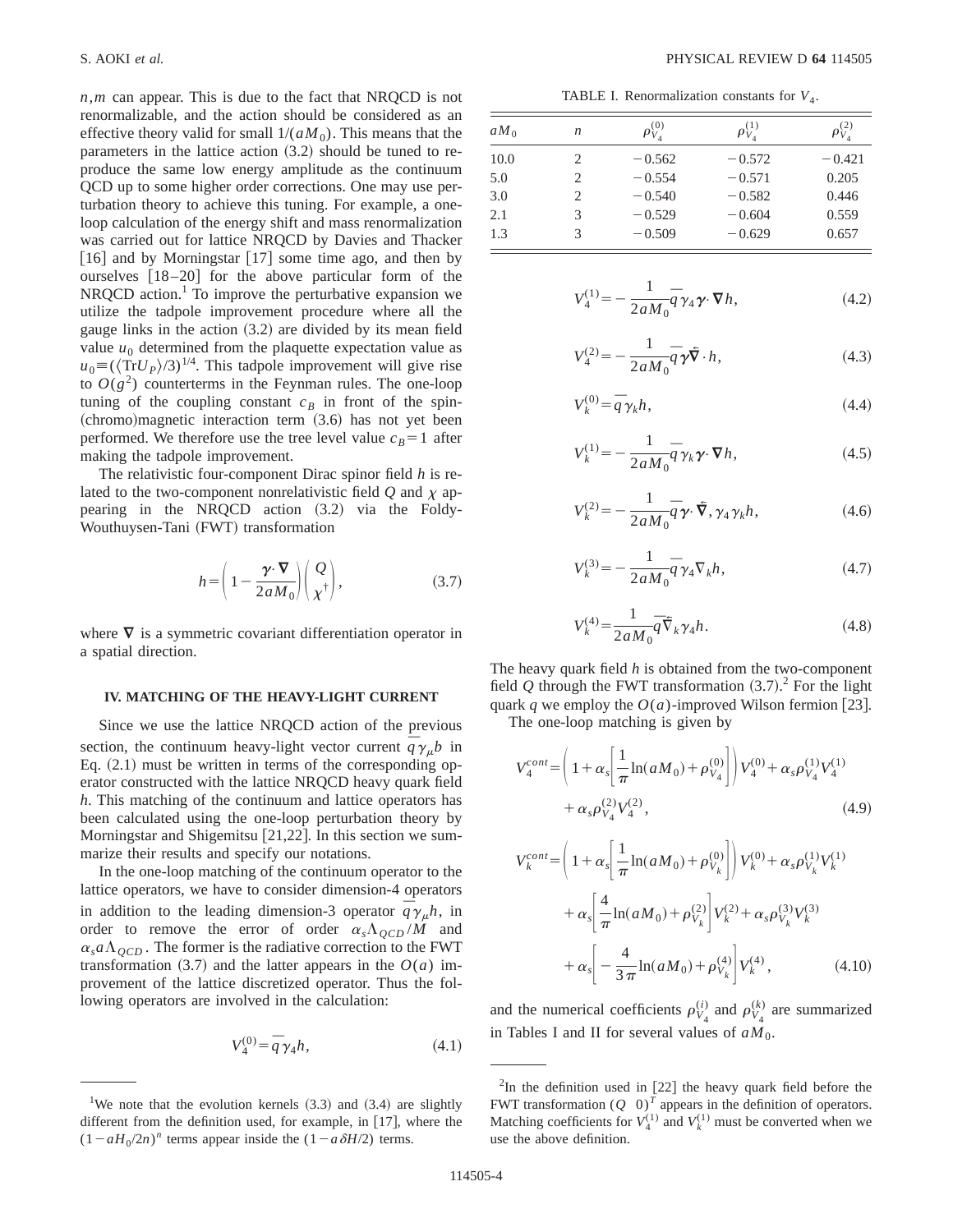$n,m$ can appear. This is due to the fact that NRQCD is not renormalizable, and the action should be considered as an effective theory valid for small $1/(aM_0)$. This means that the parameters in the lattice action (3.2) should be tuned to reproduce the same low energy amplitude as the continuum QCD up to some higher order corrections. One may use perturbation theory to achieve this tuning. For example, a one-loop calculation of the energy shift and mass renormalization was carried out for lattice NRQCD by Davies and Thacker [16] and by Morningstar [17] some time ago, and then by ourselves [18–20] for the above particular form of the NRQCD action.[1] To improve the perturbative expansion we utilize the tadpole improvement procedure where all the gauge links in the action (3.2) are divided by its mean field value $u_0$ determined from the plaquette expectation value as $u_0 \equiv (\langle \mathrm{Tr} U_P \rangle /3)^{1/4}$. This tadpole improvement will give rise to $O(g^2)$ counterterms in the Feynman rules. The one-loop tuning of the coupling constant $c_B$ in front of the spin-(chromo)magnetic interaction term (3.6) has not yet been performed. We therefore use the tree level value $c_B=1$ after making the tadpole improvement.

The relativistic four-component Dirac spinor field $h$ is related to the two-component nonrelativistic field $Q$ and $\chi$ appearing in the NRQCD action (3.2) via the Foldy-Wouthuysen-Tani (FWT) transformation

$$h = \left( 1 - \frac{\boldsymbol{\gamma} \cdot \boldsymbol{\nabla}}{2aM_0} \right) \begin{pmatrix} Q \\ \chi^\dagger \end{pmatrix}, \tag{3.7}$$

where $\boldsymbol{\nabla}$ is a symmetric covariant differentiation operator in a spatial direction.

## IV. MATCHING OF THE HEAVY-LIGHT CURRENT

Since we use the lattice NRQCD action of the previous section, the continuum heavy-light vector current $\bar{q}\gamma_\mu b$ in Eq. (2.1) must be written in terms of the corresponding operator constructed with the lattice NRQCD heavy quark field $h$. This matching of the continuum and lattice operators has been calculated using the one-loop perturbation theory by Morningstar and Shigemitsu [21,22]. In this section we summarize their results and specify our notations.

In the one-loop matching of the continuum operator to the lattice operators, we have to consider dimension-4 operators in addition to the leading dimension-3 operator $\bar{q}\gamma_\mu h$, in order to remove the error of order $\alpha_s \Lambda_{QCD}/M$ and $\alpha_s a \Lambda_{QCD}$. The former is the radiative correction to the FWT transformation (3.7) and the latter appears in the $O(a)$ improvement of the lattice discretized operator. Thus the following operators are involved in the calculation:

$$V_4^{(0)} = \bar{q}\gamma_4 h, \tag{4.1}$$

TABLE I. Renormalization constants for $V_4$.

| $aM_0$ | $n$ | $\rho_{V_4}^{(0)}$ | $\rho_{V_4}^{(1)}$ | $\rho_{V_4}^{(2)}$ |
|---|---|---|---|---|
| 10.0 | 2 | −0.562 | −0.572 | −0.421 |
| 5.0 | 2 | −0.554 | −0.571 | 0.205 |
| 3.0 | 2 | −0.540 | −0.582 | 0.446 |
| 2.1 | 3 | −0.529 | −0.604 | 0.559 |
| 1.3 | 3 | −0.509 | −0.629 | 0.657 |

$$V_4^{(1)} = -\frac{1}{2aM_0}\bar{q}\gamma_4 \boldsymbol{\gamma}\cdot\boldsymbol{\nabla} h, \tag{4.2}$$

$$V_4^{(2)} = -\frac{1}{2aM_0}\bar{q}\boldsymbol{\gamma}\overleftarrow{\boldsymbol{\nabla}}\cdot h, \tag{4.3}$$

$$V_k^{(0)} = \bar{q}\gamma_k h, \tag{4.4}$$

$$V_k^{(1)} = -\frac{1}{2aM_0}\bar{q}\gamma_k \boldsymbol{\gamma}\cdot\boldsymbol{\nabla} h, \tag{4.5}$$

$$V_k^{(2)} = -\frac{1}{2aM_0}\bar{q}\boldsymbol{\gamma}\cdot\overleftarrow{\boldsymbol{\nabla}}, \gamma_4\gamma_k h, \tag{4.6}$$

$$V_k^{(3)} = -\frac{1}{2aM_0}\bar{q}\gamma_4 \nabla_k h, \tag{4.7}$$

$$V_k^{(4)} = \frac{1}{2aM_0}\bar{q}\overleftarrow{\nabla}_k \gamma_4 h. \tag{4.8}$$

The heavy quark field $h$ is obtained from the two-component field $Q$ through the FWT transformation (3.7).[2] For the light quark $q$ we employ the $O(a)$-improved Wilson fermion [23].

The one-loop matching is given by

$$V_4^{cont} = \left( 1 + \alpha_s\left[ \frac{1}{\pi}\ln(aM_0) + \rho_{V_4}^{(0)} \right] \right) V_4^{(0)} + \alpha_s \rho_{V_4}^{(1)} V_4^{(1)} + \alpha_s \rho_{V_4}^{(2)} V_4^{(2)}, \tag{4.9}$$

$$\begin{aligned} V_k^{cont} = {} & \left( 1 + \alpha_s\left[ \frac{1}{\pi}\ln(aM_0) + \rho_{V_k}^{(0)} \right] \right) V_k^{(0)} + \alpha_s \rho_{V_k}^{(1)} V_k^{(1)} \\ & + \alpha_s\left[ \frac{4}{\pi}\ln(aM_0) + \rho_{V_k}^{(2)} \right] V_k^{(2)} + \alpha_s \rho_{V_k}^{(3)} V_k^{(3)} \\ & + \alpha_s\left[ -\frac{4}{3\pi}\ln(aM_0) + \rho_{V_k}^{(4)} \right] V_k^{(4)}, \end{aligned} \tag{4.10}$$

and the numerical coefficients $\rho_{V_4}^{(i)}$ and $\rho_{V_4}^{(k)}$ are summarized in Tables I and II for several values of $aM_0$.

---

[1] We note that the evolution kernels (3.3) and (3.4) are slightly different from the definition used, for example, in [17], where the $(1-aH_0/2n)^n$ terms appear inside the $(1-a\delta H/2)$ terms.

[2] In the definition used in [22] the heavy quark field before the FWT transformation $(Q \;\; 0)^T$ appears in the definition of operators. Matching coefficients for $V_4^{(1)}$ and $V_k^{(1)}$ must be converted when we use the above definition.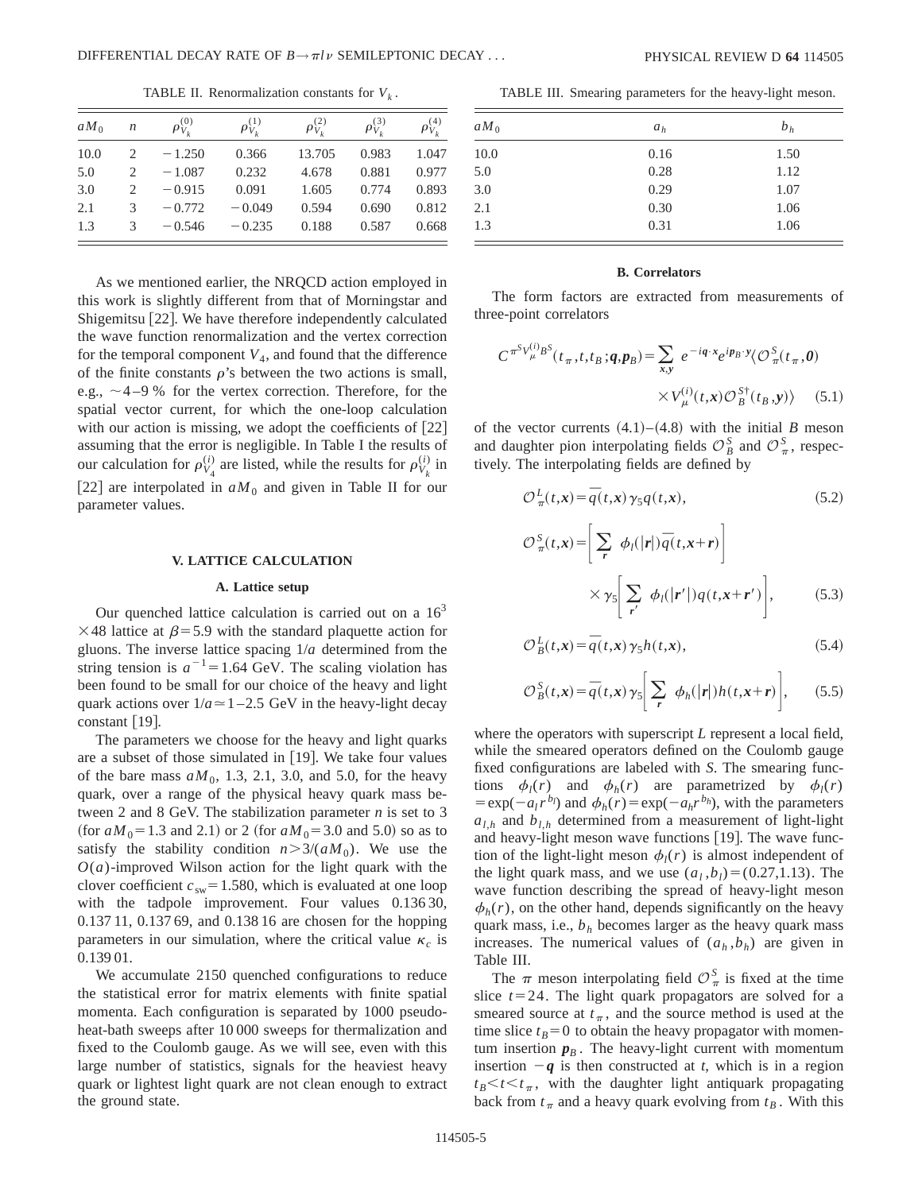TABLE II. Renormalization constants for $V_k$.

| $aM_0$ | $n$ | $\rho_{V_k}^{(0)}$ | $\rho_{V_k}^{(1)}$ | $\rho_{V_k}^{(2)}$ | $\rho_{V_k}^{(3)}$ | $\rho_{V_k}^{(4)}$ |
|---|---|---|---|---|---|---|
| 10.0 | 2 | −1.250 | 0.366 | 13.705 | 0.983 | 1.047 |
| 5.0 | 2 | −1.087 | 0.232 | 4.678 | 0.881 | 0.977 |
| 3.0 | 2 | −0.915 | 0.091 | 1.605 | 0.774 | 0.893 |
| 2.1 | 3 | −0.772 | −0.049 | 0.594 | 0.690 | 0.812 |
| 1.3 | 3 | −0.546 | −0.235 | 0.188 | 0.587 | 0.668 |

As we mentioned earlier, the NRQCD action employed in this work is slightly different from that of Morningstar and Shigemitsu [22]. We have therefore independently calculated the wave function renormalization and the vertex correction for the temporal component $V_4$, and found that the difference of the finite constants $\rho$'s between the two actions is small, e.g., $\sim$4–9 % for the vertex correction. Therefore, for the spatial vector current, for which the one-loop calculation with our action is missing, we adopt the coefficients of [22] assuming that the error is negligible. In Table I the results of our calculation for $\rho_{V_4}^{(i)}$ are listed, while the results for $\rho_{V_k}^{(i)}$ in [22] are interpolated in $aM_0$ and given in Table II for our parameter values.

## V. LATTICE CALCULATION

### A. Lattice setup

Our quenched lattice calculation is carried out on a $16^3 \times 48$ lattice at $\beta = 5.9$ with the standard plaquette action for gluons. The inverse lattice spacing $1/a$ determined from the string tension is $a^{-1} = 1.64$ GeV. The scaling violation has been found to be small for our choice of the heavy and light quark actions over $1/a \simeq 1$–$2.5$ GeV in the heavy-light decay constant [19].

The parameters we choose for the heavy and light quarks are a subset of those simulated in [19]. We take four values of the bare mass $aM_0$, 1.3, 2.1, 3.0, and 5.0, for the heavy quark, over a range of the physical heavy quark mass between 2 and 8 GeV. The stabilization parameter $n$ is set to 3 (for $aM_0 = 1.3$ and 2.1) or 2 (for $aM_0 = 3.0$ and 5.0) so as to satisfy the stability condition $n > 3/(aM_0)$. We use the $O(a)$-improved Wilson action for the light quark with the clover coefficient $c_{\rm sw} = 1.580$, which is evaluated at one loop with the tadpole improvement. Four values 0.136 30, 0.137 11, 0.137 69, and 0.138 16 are chosen for the hopping parameters in our simulation, where the critical value $\kappa_c$ is 0.139 01.

We accumulate 2150 quenched configurations to reduce the statistical error for matrix elements with finite spatial momenta. Each configuration is separated by 1000 pseudo-heat-bath sweeps after 10 000 sweeps for thermalization and fixed to the Coulomb gauge. As we will see, even with this large number of statistics, signals for the heaviest heavy quark or lightest light quark are not clean enough to extract the ground state.

TABLE III. Smearing parameters for the heavy-light meson.

| $aM_0$ | $a_h$ | $b_h$ |
|---|---|---|
| 10.0 | 0.16 | 1.50 |
| 5.0 | 0.28 | 1.12 |
| 3.0 | 0.29 | 1.07 |
| 2.1 | 0.30 | 1.06 |
| 1.3 | 0.31 | 1.06 |

### B. Correlators

The form factors are extracted from measurements of three-point correlators

$$C^{\pi^S V_\mu^{(i)} B^S}(t_\pi, t, t_B; \boldsymbol{q}, \boldsymbol{p}_B) = \sum_{\boldsymbol{x},\boldsymbol{y}} e^{-i\boldsymbol{q}\cdot\boldsymbol{x}} e^{i\boldsymbol{p}_B\cdot\boldsymbol{y}} \langle \mathcal{O}_\pi^S(t_\pi, \boldsymbol{0}) \times V_\mu^{(i)}(t,\boldsymbol{x}) \mathcal{O}_B^{S\dagger}(t_B, \boldsymbol{y}) \rangle \quad (5.1)$$

of the vector currents (4.1)–(4.8) with the initial $B$ meson and daughter pion interpolating fields $\mathcal{O}_B^S$ and $\mathcal{O}_\pi^S$, respectively. The interpolating fields are defined by

$$\mathcal{O}_\pi^L(t,\boldsymbol{x}) = \bar{q}(t,\boldsymbol{x}) \gamma_5 q(t,\boldsymbol{x}), \quad (5.2)$$

$$\mathcal{O}_\pi^S(t,\boldsymbol{x}) = \left[ \sum_{\boldsymbol{r}} \phi_l(|\boldsymbol{r}|) \bar{q}(t,\boldsymbol{x}+\boldsymbol{r}) \right] \times \gamma_5 \left[ \sum_{\boldsymbol{r}'} \phi_l(|\boldsymbol{r}'|) q(t,\boldsymbol{x}+\boldsymbol{r}') \right], \quad (5.3)$$

$$\mathcal{O}_B^L(t,\boldsymbol{x}) = \bar{q}(t,\boldsymbol{x}) \gamma_5 h(t,\boldsymbol{x}), \quad (5.4)$$

$$\mathcal{O}_B^S(t,\boldsymbol{x}) = \bar{q}(t,\boldsymbol{x}) \gamma_5 \left[ \sum_{\boldsymbol{r}} \phi_h(|\boldsymbol{r}|) h(t,\boldsymbol{x}+\boldsymbol{r}) \right], \quad (5.5)$$

where the operators with superscript $L$ represent a local field, while the smeared operators defined on the Coulomb gauge fixed configurations are labeled with $S$. The smearing functions $\phi_l(r)$ and $\phi_h(r)$ are parametrized by $\phi_l(r) = \exp(-a_l r^{b_l})$ and $\phi_h(r) = \exp(-a_h r^{b_h})$, with the parameters $a_{l,h}$ and $b_{l,h}$ determined from a measurement of light-light and heavy-light meson wave functions [19]. The wave function of the light-light meson $\phi_l(r)$ is almost independent of the light quark mass, and we use $(a_l, b_l) = (0.27, 1.13)$. The wave function describing the spread of heavy-light meson $\phi_h(r)$, on the other hand, depends significantly on the heavy quark mass, i.e., $b_h$ becomes larger as the heavy quark mass increases. The numerical values of $(a_h, b_h)$ are given in Table III.

The $\pi$ meson interpolating field $\mathcal{O}_\pi^S$ is fixed at the time slice $t = 24$. The light quark propagators are solved for a smeared source at $t_\pi$, and the source method is used at the time slice $t_B = 0$ to obtain the heavy propagator with momentum insertion $\boldsymbol{p}_B$. The heavy-light current with momentum insertion $-\boldsymbol{q}$ is then constructed at $t$, which is in a region $t_B < t < t_\pi$, with the daughter light antiquark propagating back from $t_\pi$ and a heavy quark evolving from $t_B$. With this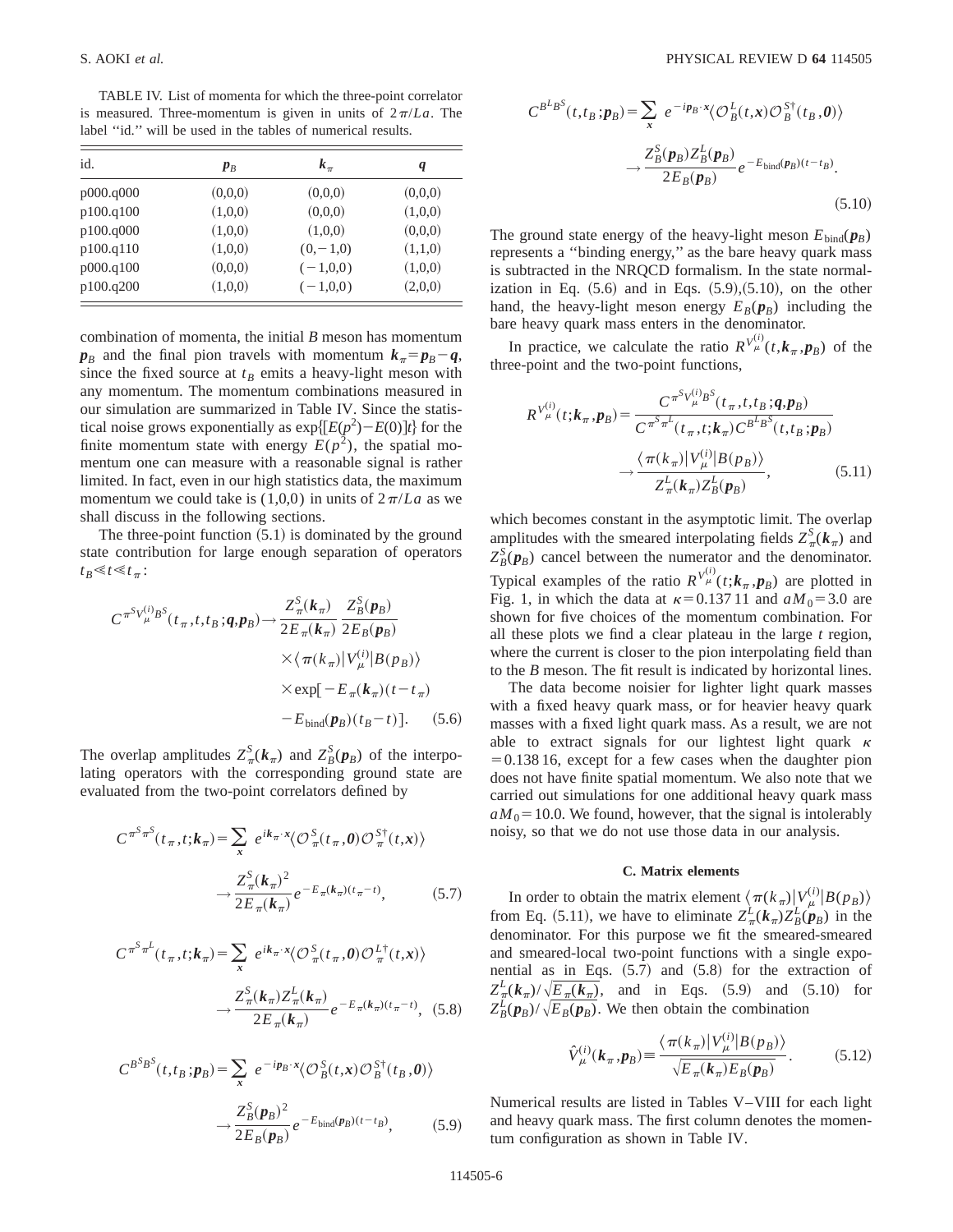TABLE IV. List of momenta for which the three-point correlator is measured. Three-momentum is given in units of $2\pi/La$. The label "id." will be used in the tables of numerical results.

| id. | $\boldsymbol{p}_B$ | $\boldsymbol{k}_\pi$ | $\boldsymbol{q}$ |
|---|---|---|---|
| p000.q000 | (0,0,0) | (0,0,0) | (0,0,0) |
| p100.q100 | (1,0,0) | (0,0,0) | (1,0,0) |
| p100.q000 | (1,0,0) | (1,0,0) | (0,0,0) |
| p100.q110 | (1,0,0) | $(0,-1,0)$ | (1,1,0) |
| p000.q100 | (0,0,0) | $(-1,0,0)$ | (1,0,0) |
| p100.q200 | (1,0,0) | $(-1,0,0)$ | (2,0,0) |

combination of momenta, the initial $B$ meson has momentum $\boldsymbol{p}_B$ and the final pion travels with momentum $\boldsymbol{k}_\pi = \boldsymbol{p}_B - \boldsymbol{q}$, since the fixed source at $t_B$ emits a heavy-light meson with any momentum. The momentum combinations measured in our simulation are summarized in Table IV. Since the statistical noise grows exponentially as $\exp\{[E(p^2)-E(0)]t\}$ for the finite momentum state with energy $E(p^2)$, the spatial momentum one can measure with a reasonable signal is rather limited. In fact, even in our high statistics data, the maximum momentum we could take is (1,0,0) in units of $2\pi/La$ as we shall discuss in the following sections.

The three-point function (5.1) is dominated by the ground state contribution for large enough separation of operators $t_B \ll t \ll t_\pi$:

$$
\begin{aligned}
C^{\pi^S V_\mu^{(i)} B^S}(t_\pi, t, t_B; \boldsymbol{q}, \boldsymbol{p}_B) \rightarrow & \frac{Z_\pi^S(\boldsymbol{k}_\pi)}{2E_\pi(\boldsymbol{k}_\pi)} \frac{Z_B^S(\boldsymbol{p}_B)}{2E_B(\boldsymbol{p}_B)} \\
& \times \langle \pi(k_\pi) | V_\mu^{(i)} | B(p_B) \rangle \\
& \times \exp[-E_\pi(\boldsymbol{k}_\pi)(t - t_\pi) \\
& - E_{\mathrm{bind}}(\boldsymbol{p}_B)(t_B - t)]. \qquad (5.6)
\end{aligned}
$$

The overlap amplitudes $Z_\pi^S(\boldsymbol{k}_\pi)$ and $Z_B^S(\boldsymbol{p}_B)$ of the interpolating operators with the corresponding ground state are evaluated from the two-point correlators defined by

$$
\begin{aligned}
C^{\pi^S \pi^S}(t_\pi, t; \boldsymbol{k}_\pi) &= \sum_{\boldsymbol{x}} e^{i\boldsymbol{k}_\pi \cdot \boldsymbol{x}} \langle \mathcal{O}_\pi^S(t_\pi, \boldsymbol{0}) \mathcal{O}_\pi^{S\dagger}(t, \boldsymbol{x}) \rangle \\
&\rightarrow \frac{Z_\pi^S(\boldsymbol{k}_\pi)^2}{2E_\pi(\boldsymbol{k}_\pi)} e^{-E_\pi(\boldsymbol{k}_\pi)(t_\pi - t)}, \qquad (5.7)
\end{aligned}
$$

$$
\begin{aligned}
C^{\pi^S \pi^L}(t_\pi, t; \boldsymbol{k}_\pi) &= \sum_{\boldsymbol{x}} e^{i\boldsymbol{k}_\pi \cdot \boldsymbol{x}} \langle \mathcal{O}_\pi^S(t_\pi, \boldsymbol{0}) \mathcal{O}_\pi^{L\dagger}(t, \boldsymbol{x}) \rangle \\
&\rightarrow \frac{Z_\pi^S(\boldsymbol{k}_\pi) Z_\pi^L(\boldsymbol{k}_\pi)}{2E_\pi(\boldsymbol{k}_\pi)} e^{-E_\pi(\boldsymbol{k}_\pi)(t_\pi - t)}, \quad (5.8)
\end{aligned}
$$

$$
\begin{aligned}
C^{B^S B^S}(t, t_B; \boldsymbol{p}_B) &= \sum_{\boldsymbol{x}} e^{-i\boldsymbol{p}_B \cdot \boldsymbol{x}} \langle \mathcal{O}_B^S(t, \boldsymbol{x}) \mathcal{O}_B^{S\dagger}(t_B, \boldsymbol{0}) \rangle \\
&\rightarrow \frac{Z_B^S(\boldsymbol{p}_B)^2}{2E_B(\boldsymbol{p}_B)} e^{-E_{\mathrm{bind}}(\boldsymbol{p}_B)(t - t_B)}, \qquad (5.9)
\end{aligned}
$$

$$
\begin{aligned}
C^{B^L B^S}(t, t_B; \boldsymbol{p}_B) &= \sum_{\boldsymbol{x}} e^{-i\boldsymbol{p}_B \cdot \boldsymbol{x}} \langle \mathcal{O}_B^L(t, \boldsymbol{x}) \mathcal{O}_B^{S\dagger}(t_B, \boldsymbol{0}) \rangle \\
&\rightarrow \frac{Z_B^S(\boldsymbol{p}_B) Z_B^L(\boldsymbol{p}_B)}{2E_B(\boldsymbol{p}_B)} e^{-E_{\mathrm{bind}}(\boldsymbol{p}_B)(t - t_B)}. \qquad (5.10)
\end{aligned}
$$

The ground state energy of the heavy-light meson $E_{\mathrm{bind}}(\boldsymbol{p}_B)$ represents a "binding energy," as the bare heavy quark mass is subtracted in the NRQCD formalism. In the state normalization in Eq. (5.6) and in Eqs. (5.9),(5.10), on the other hand, the heavy-light meson energy $E_B(\boldsymbol{p}_B)$ including the bare heavy quark mass enters in the denominator.

In practice, we calculate the ratio $R^{V_\mu^{(i)}}(t; \boldsymbol{k}_\pi, \boldsymbol{p}_B)$ of the three-point and the two-point functions,

$$
\begin{aligned}
R^{V_\mu^{(i)}}(t; \boldsymbol{k}_\pi, \boldsymbol{p}_B) &= \frac{C^{\pi^S V_\mu^{(i)} B^S}(t_\pi, t, t_B; \boldsymbol{q}, \boldsymbol{p}_B)}{C^{\pi^S \pi^L}(t_\pi, t; \boldsymbol{k}_\pi) C^{B^L B^S}(t, t_B; \boldsymbol{p}_B)} \\
&\rightarrow \frac{\langle \pi(k_\pi) | V_\mu^{(i)} | B(p_B) \rangle}{Z_\pi^L(\boldsymbol{k}_\pi) Z_B^L(\boldsymbol{p}_B)}, \qquad (5.11)
\end{aligned}
$$

which becomes constant in the asymptotic limit. The overlap amplitudes with the smeared interpolating fields $Z_\pi^S(\boldsymbol{k}_\pi)$ and $Z_B^S(\boldsymbol{p}_B)$ cancel between the numerator and the denominator. Typical examples of the ratio $R^{V_\mu^{(i)}}(t; \boldsymbol{k}_\pi, \boldsymbol{p}_B)$ are plotted in Fig. 1, in which the data at $\kappa = 0.137\,11$ and $aM_0 = 3.0$ are shown for five choices of the momentum combination. For all these plots we find a clear plateau in the large $t$ region, where the current is closer to the pion interpolating field than to the $B$ meson. The fit result is indicated by horizontal lines.

The data become noisier for lighter light quark masses with a fixed heavy quark mass, or for heavier heavy quark masses with a fixed light quark mass. As a result, we are not able to extract signals for our lightest light quark $\kappa = 0.138\,16$, except for a few cases when the daughter pion does not have finite spatial momentum. We also note that we carried out simulations for one additional heavy quark mass $aM_0 = 10.0$. We found, however, that the signal is intolerably noisy, so that we do not use those data in our analysis.

### C. Matrix elements

In order to obtain the matrix element $\langle \pi(k_\pi) | V_\mu^{(i)} | B(p_B) \rangle$ from Eq. (5.11), we have to eliminate $Z_\pi^L(\boldsymbol{k}_\pi) Z_B^L(\boldsymbol{p}_B)$ in the denominator. For this purpose we fit the smeared-smeared and smeared-local two-point functions with a single exponential as in Eqs. (5.7) and (5.8) for the extraction of $Z_\pi^L(\boldsymbol{k}_\pi)/\sqrt{E_\pi(\boldsymbol{k}_\pi)}$, and in Eqs. (5.9) and (5.10) for $Z_B^L(\boldsymbol{p}_B)/\sqrt{E_B(\boldsymbol{p}_B)}$. We then obtain the combination

$$
\hat{V}_\mu^{(i)}(\boldsymbol{k}_\pi, \boldsymbol{p}_B) \equiv \frac{\langle \pi(k_\pi) | V_\mu^{(i)} | B(p_B) \rangle}{\sqrt{E_\pi(\boldsymbol{k}_\pi) E_B(\boldsymbol{p}_B)}}. \qquad (5.12)
$$

Numerical results are listed in Tables V–VIII for each light and heavy quark mass. The first column denotes the momentum configuration as shown in Table IV.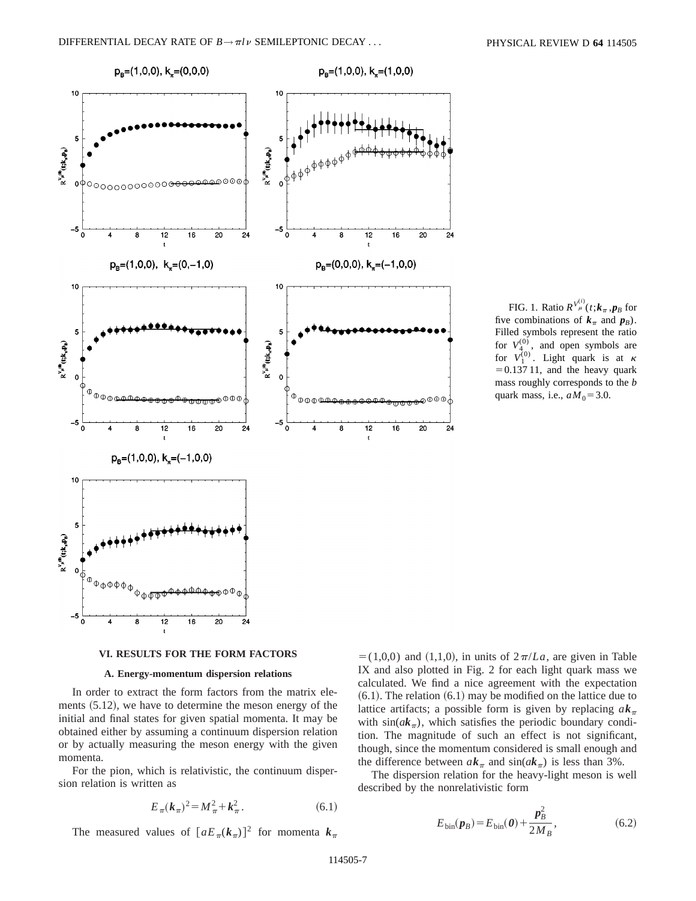FIG. 1. Ratio $R^{V_\mu^{(i)}}(t;\boldsymbol{k}_\pi,\boldsymbol{p}_B$ for five combinations of $\boldsymbol{k}_\pi$ and $\boldsymbol{p}_B$). Filled symbols represent the ratio for $V_4^{(0)}$, and open symbols are for $V_1^{(0)}$. Light quark is at $\kappa = 0.137\,11$, and the heavy quark mass roughly corresponds to the $b$ quark mass, i.e., $aM_0 = 3.0$.

## VI. RESULTS FOR THE FORM FACTORS

### A. Energy-momentum dispersion relations

In order to extract the form factors from the matrix elements (5.12), we have to determine the meson energy of the initial and final states for given spatial momenta. It may be obtained either by assuming a continuum dispersion relation or by actually measuring the meson energy with the given momenta.

For the pion, which is relativistic, the continuum dispersion relation is written as

$$E_\pi(\boldsymbol{k}_\pi)^2 = M_\pi^2 + \boldsymbol{k}_\pi^2. \tag{6.1}$$

The measured values of $[aE_\pi(\boldsymbol{k}_\pi)]^2$ for momenta $\boldsymbol{k}_\pi = (1,0,0)$ and $(1,1,0)$, in units of $2\pi/La$, are given in Table IX and also plotted in Fig. 2 for each light quark mass we calculated. We find a nice agreement with the expectation (6.1). The relation (6.1) may be modified on the lattice due to lattice artifacts; a possible form is given by replacing $a\boldsymbol{k}_\pi$ with $\sin(a\boldsymbol{k}_\pi)$, which satisfies the periodic boundary condition. The magnitude of such an effect is not significant, though, since the momentum considered is small enough and the difference between $a\boldsymbol{k}_\pi$ and $\sin(a\boldsymbol{k}_\pi)$ is less than 3%.

The dispersion relation for the heavy-light meson is well described by the nonrelativistic form

$$E_{\text{bin}}(\boldsymbol{p}_B) = E_{\text{bin}}(\boldsymbol{0}) + \frac{\boldsymbol{p}_B^2}{2M_B}, \tag{6.2}$$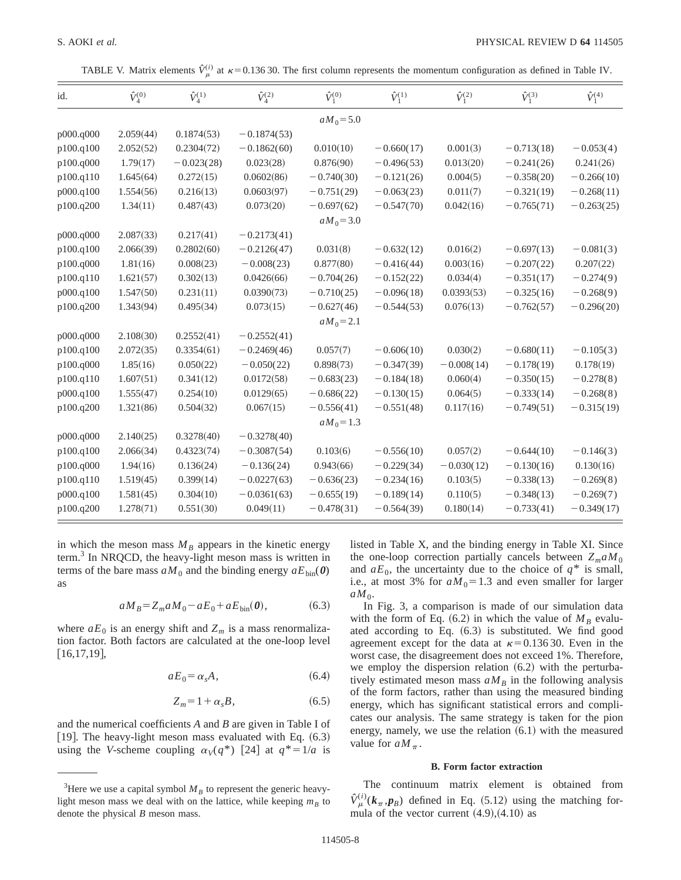TABLE V. Matrix elements $\hat{V}_\mu^{(i)}$ at $\kappa=0.136\,30$. The first column represents the momentum configuration as defined in Table IV.

| id. | $\hat{V}_4^{(0)}$ | $\hat{V}_4^{(1)}$ | $\hat{V}_4^{(2)}$ | $\hat{V}_1^{(0)}$ | $\hat{V}_1^{(1)}$ | $\hat{V}_1^{(2)}$ | $\hat{V}_1^{(3)}$ | $\hat{V}_1^{(4)}$ |
|---|---|---|---|---|---|---|---|---|
| | | | | $aM_0=5.0$ | | | | |
| p000.q000 | 2.059(44) | 0.1874(53) | −0.1874(53) | | | | | |
| p100.q100 | 2.052(52) | 0.2304(72) | −0.1862(60) | 0.010(10) | −0.660(17) | 0.001(3) | −0.713(18) | −0.053(4) |
| p100.q000 | 1.79(17) | −0.023(28) | 0.023(28) | 0.876(90) | −0.496(53) | 0.013(20) | −0.241(26) | 0.241(26) |
| p100.q110 | 1.645(64) | 0.272(15) | 0.0602(86) | −0.740(30) | −0.121(26) | 0.004(5) | −0.358(20) | −0.266(10) |
| p000.q100 | 1.554(56) | 0.216(13) | 0.0603(97) | −0.751(29) | −0.063(23) | 0.011(7) | −0.321(19) | −0.268(11) |
| p100.q200 | 1.34(11) | 0.487(43) | 0.073(20) | −0.697(62) | −0.547(70) | 0.042(16) | −0.765(71) | −0.263(25) |
| | | | | $aM_0=3.0$ | | | | |
| p000.q000 | 2.087(33) | 0.217(41) | −0.2173(41) | | | | | |
| p100.q100 | 2.066(39) | 0.2802(60) | −0.2126(47) | 0.031(8) | −0.632(12) | 0.016(2) | −0.697(13) | −0.081(3) |
| p100.q000 | 1.81(16) | 0.008(23) | −0.008(23) | 0.877(80) | −0.416(44) | 0.003(16) | −0.207(22) | 0.207(22) |
| p100.q110 | 1.621(57) | 0.302(13) | 0.0426(66) | −0.704(26) | −0.152(22) | 0.034(4) | −0.351(17) | −0.274(9) |
| p000.q100 | 1.547(50) | 0.231(11) | 0.0390(73) | −0.710(25) | −0.096(18) | 0.0393(53) | −0.325(16) | −0.268(9) |
| p100.q200 | 1.343(94) | 0.495(34) | 0.073(15) | −0.627(46) | −0.544(53) | 0.076(13) | −0.762(57) | −0.296(20) |
| | | | | $aM_0=2.1$ | | | | |
| p000.q000 | 2.108(30) | 0.2552(41) | −0.2552(41) | | | | | |
| p100.q100 | 2.072(35) | 0.3354(61) | −0.2469(46) | 0.057(7) | −0.606(10) | 0.030(2) | −0.680(11) | −0.105(3) |
| p100.q000 | 1.85(16) | 0.050(22) | −0.050(22) | 0.898(73) | −0.347(39) | −0.008(14) | −0.178(19) | 0.178(19) |
| p100.q110 | 1.607(51) | 0.341(12) | 0.0172(58) | −0.683(23) | −0.184(18) | 0.060(4) | −0.350(15) | −0.278(8) |
| p000.q100 | 1.555(47) | 0.254(10) | 0.0129(65) | −0.686(22) | −0.130(15) | 0.064(5) | −0.333(14) | −0.268(8) |
| p100.q200 | 1.321(86) | 0.504(32) | 0.067(15) | −0.556(41) | −0.551(48) | 0.117(16) | −0.749(51) | −0.315(19) |
| | | | | $aM_0=1.3$ | | | | |
| p000.q000 | 2.140(25) | 0.3278(40) | −0.3278(40) | | | | | |
| p100.q100 | 2.066(34) | 0.4323(74) | −0.3087(54) | 0.103(6) | −0.556(10) | 0.057(2) | −0.644(10) | −0.146(3) |
| p100.q000 | 1.94(16) | 0.136(24) | −0.136(24) | 0.943(66) | −0.229(34) | −0.030(12) | −0.130(16) | 0.130(16) |
| p100.q110 | 1.519(45) | 0.399(14) | −0.0227(63) | −0.636(23) | −0.234(16) | 0.103(5) | −0.338(13) | −0.269(8) |
| p000.q100 | 1.581(45) | 0.304(10) | −0.0361(63) | −0.655(19) | −0.189(14) | 0.110(5) | −0.348(13) | −0.269(7) |
| p100.q200 | 1.278(71) | 0.551(30) | 0.049(11) | −0.478(31) | −0.564(39) | 0.180(14) | −0.733(41) | −0.349(17) |

in which the meson mass $M_B$ appears in the kinetic energy term.[3] In NRQCD, the heavy-light meson mass is written in terms of the bare mass $aM_0$ and the binding energy $aE_{\rm bin}(\boldsymbol{0})$ as

$$aM_B = Z_m aM_0 - aE_0 + aE_{\rm bin}(\boldsymbol{0}), \tag{6.3}$$

where $aE_0$ is an energy shift and $Z_m$ is a mass renormalization factor. Both factors are calculated at the one-loop level [16,17,19],

$$aE_0 = \alpha_s A, \tag{6.4}$$

$$Z_m = 1 + \alpha_s B, \tag{6.5}$$

and the numerical coefficients $A$ and $B$ are given in Table I of [19]. The heavy-light meson mass evaluated with Eq. (6.3) using the $V$-scheme coupling $\alpha_V(q^*)$ [24] at $q^*=1/a$ is listed in Table X, and the binding energy in Table XI. Since the one-loop correction partially cancels between $Z_m aM_0$ and $aE_0$, the uncertainty due to the choice of $q^*$ is small, i.e., at most 3% for $aM_0=1.3$ and even smaller for larger $aM_0$.

In Fig. 3, a comparison is made of our simulation data with the form of Eq. (6.2) in which the value of $M_B$ evaluated according to Eq. (6.3) is substituted. We find good agreement except for the data at $\kappa=0.136\,30$. Even in the worst case, the disagreement does not exceed 1%. Therefore, we employ the dispersion relation (6.2) with the perturbatively estimated meson mass $aM_B$ in the following analysis of the form factors, rather than using the measured binding energy, which has significant statistical errors and complicates our analysis. The same strategy is taken for the pion energy, namely, we use the relation (6.1) with the measured value for $aM_\pi$.

### B. Form factor extraction

The continuum matrix element is obtained from $\hat{V}_\mu^{(i)}(\boldsymbol{k}_\pi,\boldsymbol{p}_B)$ defined in Eq. (5.12) using the matching formula of the vector current (4.9),(4.10) as

[3]Here we use a capital symbol $M_B$ to represent the generic heavy-light meson mass we deal with on the lattice, while keeping $m_B$ to denote the physical $B$ meson mass.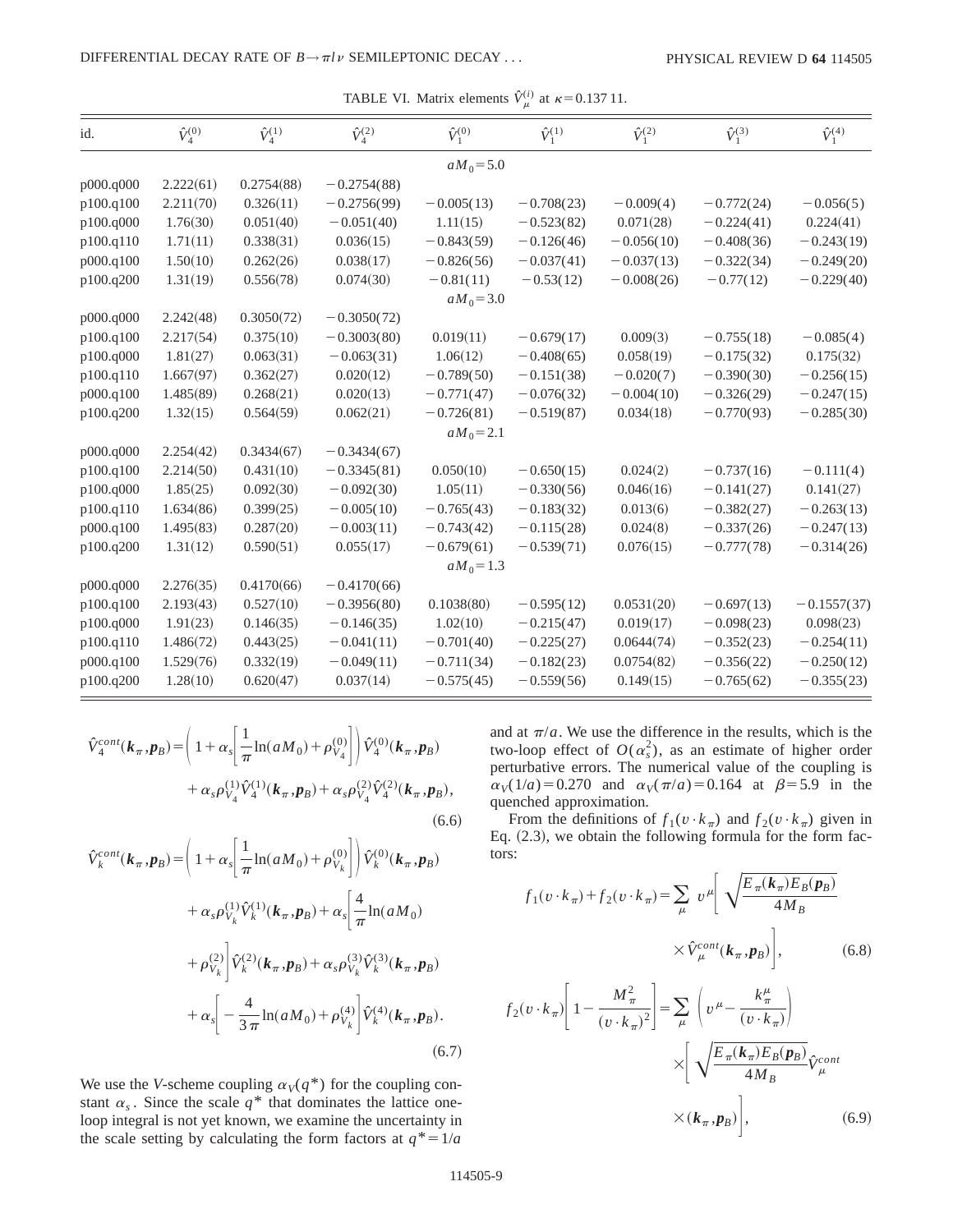TABLE VI. Matrix elements $\hat{V}_{\mu}^{(i)}$ at $\kappa=0.137\,11$.

| id. | $\hat{V}_4^{(0)}$ | $\hat{V}_4^{(1)}$ | $\hat{V}_4^{(2)}$ | $\hat{V}_1^{(0)}$ | $\hat{V}_1^{(1)}$ | $\hat{V}_1^{(2)}$ | $\hat{V}_1^{(3)}$ | $\hat{V}_1^{(4)}$ |
|---|---|---|---|---|---|---|---|---|
| | | | | $aM_0=5.0$ | | | | |
| p000.q000 | 2.222(61) | 0.2754(88) | −0.2754(88) | | | | | |
| p100.q100 | 2.211(70) | 0.326(11) | −0.2756(99) | −0.005(13) | −0.708(23) | −0.009(4) | −0.772(24) | −0.056(5) |
| p100.q000 | 1.76(30) | 0.051(40) | −0.051(40) | 1.11(15) | −0.523(82) | 0.071(28) | −0.224(41) | 0.224(41) |
| p100.q110 | 1.71(11) | 0.338(31) | 0.036(15) | −0.843(59) | −0.126(46) | −0.056(10) | −0.408(36) | −0.243(19) |
| p000.q100 | 1.50(10) | 0.262(26) | 0.038(17) | −0.826(56) | −0.037(41) | −0.037(13) | −0.322(34) | −0.249(20) |
| p100.q200 | 1.31(19) | 0.556(78) | 0.074(30) | −0.81(11) | −0.53(12) | −0.008(26) | −0.77(12) | −0.229(40) |
| | | | | $aM_0=3.0$ | | | | |
| p000.q000 | 2.242(48) | 0.3050(72) | −0.3050(72) | | | | | |
| p100.q100 | 2.217(54) | 0.375(10) | −0.3003(80) | 0.019(11) | −0.679(17) | 0.009(3) | −0.755(18) | −0.085(4) |
| p100.q000 | 1.81(27) | 0.063(31) | −0.063(31) | 1.06(12) | −0.408(65) | 0.058(19) | −0.175(32) | 0.175(32) |
| p100.q110 | 1.667(97) | 0.362(27) | 0.020(12) | −0.789(50) | −0.151(38) | −0.020(7) | −0.390(30) | −0.256(15) |
| p000.q100 | 1.485(89) | 0.268(21) | 0.020(13) | −0.771(47) | −0.076(32) | −0.004(10) | −0.326(29) | −0.247(15) |
| p100.q200 | 1.32(15) | 0.564(59) | 0.062(21) | −0.726(81) | −0.519(87) | 0.034(18) | −0.770(93) | −0.285(30) |
| | | | | $aM_0=2.1$ | | | | |
| p000.q000 | 2.254(42) | 0.3434(67) | −0.3434(67) | | | | | |
| p100.q100 | 2.214(50) | 0.431(10) | −0.3345(81) | 0.050(10) | −0.650(15) | 0.024(2) | −0.737(16) | −0.111(4) |
| p100.q000 | 1.85(25) | 0.092(30) | −0.092(30) | 1.05(11) | −0.330(56) | 0.046(16) | −0.141(27) | 0.141(27) |
| p100.q110 | 1.634(86) | 0.399(25) | −0.005(10) | −0.765(43) | −0.183(32) | 0.013(6) | −0.382(27) | −0.263(13) |
| p000.q100 | 1.495(83) | 0.287(20) | −0.003(11) | −0.743(42) | −0.115(28) | 0.024(8) | −0.337(26) | −0.247(13) |
| p100.q200 | 1.31(12) | 0.590(51) | 0.055(17) | −0.679(61) | −0.539(71) | 0.076(15) | −0.777(78) | −0.314(26) |
| | | | | $aM_0=1.3$ | | | | |
| p000.q000 | 2.276(35) | 0.4170(66) | −0.4170(66) | | | | | |
| p100.q100 | 2.193(43) | 0.527(10) | −0.3956(80) | 0.1038(80) | −0.595(12) | 0.0531(20) | −0.697(13) | −0.1557(37) |
| p100.q000 | 1.91(23) | 0.146(35) | −0.146(35) | 1.02(10) | −0.215(47) | 0.019(17) | −0.098(23) | 0.098(23) |
| p100.q110 | 1.486(72) | 0.443(25) | −0.041(11) | −0.701(40) | −0.225(27) | 0.0644(74) | −0.352(23) | −0.254(11) |
| p000.q100 | 1.529(76) | 0.332(19) | −0.049(11) | −0.711(34) | −0.182(23) | 0.0754(82) | −0.356(22) | −0.250(12) |
| p100.q200 | 1.28(10) | 0.620(47) | 0.037(14) | −0.575(45) | −0.559(56) | 0.149(15) | −0.765(62) | −0.355(23) |

$$\hat{V}_4^{cont}(\boldsymbol{k}_\pi,\boldsymbol{p}_B)=\left(1+\alpha_s\left[\frac{1}{\pi}\ln(aM_0)+\rho_{V_4}^{(0)}\right]\right)\hat{V}_4^{(0)}(\boldsymbol{k}_\pi,\boldsymbol{p}_B)+\alpha_s\rho_{V_4}^{(1)}\hat{V}_4^{(1)}(\boldsymbol{k}_\pi,\boldsymbol{p}_B)+\alpha_s\rho_{V_4}^{(2)}\hat{V}_4^{(2)}(\boldsymbol{k}_\pi,\boldsymbol{p}_B), \tag{6.6}$$

$$\begin{aligned}\hat{V}_k^{cont}(\boldsymbol{k}_\pi,\boldsymbol{p}_B)=&\left(1+\alpha_s\left[\frac{1}{\pi}\ln(aM_0)+\rho_{V_k}^{(0)}\right]\right)\hat{V}_k^{(0)}(\boldsymbol{k}_\pi,\boldsymbol{p}_B)\\&+\alpha_s\rho_{V_k}^{(1)}\hat{V}_k^{(1)}(\boldsymbol{k}_\pi,\boldsymbol{p}_B)+\alpha_s\left[\frac{4}{\pi}\ln(aM_0)+\rho_{V_k}^{(2)}\right]\hat{V}_k^{(2)}(\boldsymbol{k}_\pi,\boldsymbol{p}_B)+\alpha_s\rho_{V_k}^{(3)}\hat{V}_k^{(3)}(\boldsymbol{k}_\pi,\boldsymbol{p}_B)\\&+\alpha_s\left[-\frac{4}{3\pi}\ln(aM_0)+\rho_{V_k}^{(4)}\right]\hat{V}_k^{(4)}(\boldsymbol{k}_\pi,\boldsymbol{p}_B).\end{aligned} \tag{6.7}$$

We use the *V*-scheme coupling $\alpha_V(q^*)$ for the coupling constant $\alpha_s$. Since the scale $q^*$ that dominates the lattice one-loop integral is not yet known, we examine the uncertainty in the scale setting by calculating the form factors at $q^*=1/a$ and at $\pi/a$. We use the difference in the results, which is the two-loop effect of $O(\alpha_s^2)$, as an estimate of higher order perturbative errors. The numerical value of the coupling is $\alpha_V(1/a)=0.270$ and $\alpha_V(\pi/a)=0.164$ at $\beta=5.9$ in the quenched approximation.

From the definitions of $f_1(v\cdot k_\pi)$ and $f_2(v\cdot k_\pi)$ given in Eq. (2.3), we obtain the following formula for the form factors:

$$f_1(v\cdot k_\pi)+f_2(v\cdot k_\pi)=\sum_\mu v^\mu\left[\sqrt{\frac{E_\pi(\boldsymbol{k}_\pi)E_B(\boldsymbol{p}_B)}{4M_B}}\times\hat{V}_\mu^{cont}(\boldsymbol{k}_\pi,\boldsymbol{p}_B)\right], \tag{6.8}$$

$$f_2(v\cdot k_\pi)\left[1-\frac{M_\pi^2}{(v\cdot k_\pi)^2}\right]=\sum_\mu\left(v^\mu-\frac{k_\pi^\mu}{(v\cdot k_\pi)}\right)\times\left[\sqrt{\frac{E_\pi(\boldsymbol{k}_\pi)E_B(\boldsymbol{p}_B)}{4M_B}}\hat{V}_\mu^{cont}(\boldsymbol{k}_\pi,\boldsymbol{p}_B)\right], \tag{6.9}$$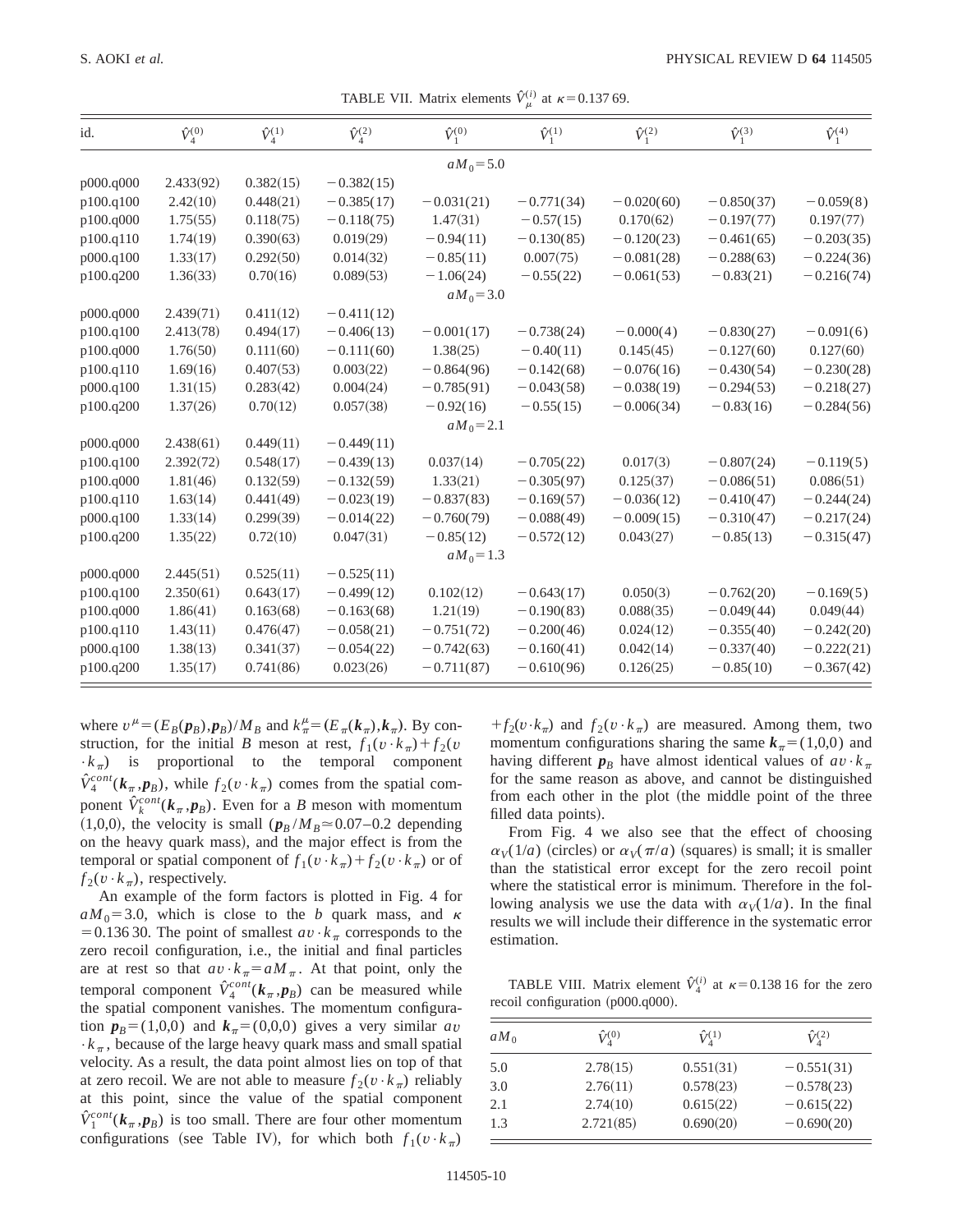TABLE VII. Matrix elements $\hat{V}_{\mu}^{(i)}$ at $\kappa = 0.137\,69$.

| id. | $\hat{V}_4^{(0)}$ | $\hat{V}_4^{(1)}$ | $\hat{V}_4^{(2)}$ | $\hat{V}_1^{(0)}$ | $\hat{V}_1^{(1)}$ | $\hat{V}_1^{(2)}$ | $\hat{V}_1^{(3)}$ | $\hat{V}_1^{(4)}$ |
|---|---|---|---|---|---|---|---|---|
| | | | | $aM_0 = 5.0$ | | | | |
| p000.q000 | 2.433(92) | 0.382(15) | −0.382(15) | | | | | |
| p100.q100 | 2.42(10) | 0.448(21) | −0.385(17) | −0.031(21) | −0.771(34) | −0.020(60) | −0.850(37) | −0.059(8) |
| p100.q000 | 1.75(55) | 0.118(75) | −0.118(75) | 1.47(31) | −0.57(15) | 0.170(62) | −0.197(77) | 0.197(77) |
| p100.q110 | 1.74(19) | 0.390(63) | 0.019(29) | −0.94(11) | −0.130(85) | −0.120(23) | −0.461(65) | −0.203(35) |
| p000.q100 | 1.33(17) | 0.292(50) | 0.014(32) | −0.85(11) | 0.007(75) | −0.081(28) | −0.288(63) | −0.224(36) |
| p100.q200 | 1.36(33) | 0.70(16) | 0.089(53) | −1.06(24) | −0.55(22) | −0.061(53) | −0.83(21) | −0.216(74) |
| | | | | $aM_0 = 3.0$ | | | | |
| p000.q000 | 2.439(71) | 0.411(12) | −0.411(12) | | | | | |
| p100.q100 | 2.413(78) | 0.494(17) | −0.406(13) | −0.001(17) | −0.738(24) | −0.000(4) | −0.830(27) | −0.091(6) |
| p100.q000 | 1.76(50) | 0.111(60) | −0.111(60) | 1.38(25) | −0.40(11) | 0.145(45) | −0.127(60) | 0.127(60) |
| p100.q110 | 1.69(16) | 0.407(53) | 0.003(22) | −0.864(96) | −0.142(68) | −0.076(16) | −0.430(54) | −0.230(28) |
| p000.q100 | 1.31(15) | 0.283(42) | 0.004(24) | −0.785(91) | −0.043(58) | −0.038(19) | −0.294(53) | −0.218(27) |
| p100.q200 | 1.37(26) | 0.70(12) | 0.057(38) | −0.92(16) | −0.55(15) | −0.006(34) | −0.83(16) | −0.284(56) |
| | | | | $aM_0 = 2.1$ | | | | |
| p000.q000 | 2.438(61) | 0.449(11) | −0.449(11) | | | | | |
| p100.q100 | 2.392(72) | 0.548(17) | −0.439(13) | 0.037(14) | −0.705(22) | 0.017(3) | −0.807(24) | −0.119(5) |
| p100.q000 | 1.81(46) | 0.132(59) | −0.132(59) | 1.33(21) | −0.305(97) | 0.125(37) | −0.086(51) | 0.086(51) |
| p100.q110 | 1.63(14) | 0.441(49) | −0.023(19) | −0.837(83) | −0.169(57) | −0.036(12) | −0.410(47) | −0.244(24) |
| p000.q100 | 1.33(14) | 0.299(39) | −0.014(22) | −0.760(79) | −0.088(49) | −0.009(15) | −0.310(47) | −0.217(24) |
| p100.q200 | 1.35(22) | 0.72(10) | 0.047(31) | −0.85(12) | −0.572(12) | 0.043(27) | −0.85(13) | −0.315(47) |
| | | | | $aM_0 = 1.3$ | | | | |
| p000.q000 | 2.445(51) | 0.525(11) | −0.525(11) | | | | | |
| p100.q100 | 2.350(61) | 0.643(17) | −0.499(12) | 0.102(12) | −0.643(17) | 0.050(3) | −0.762(20) | −0.169(5) |
| p100.q000 | 1.86(41) | 0.163(68) | −0.163(68) | 1.21(19) | −0.190(83) | 0.088(35) | −0.049(44) | 0.049(44) |
| p100.q110 | 1.43(11) | 0.476(47) | −0.058(21) | −0.751(72) | −0.200(46) | 0.024(12) | −0.355(40) | −0.242(20) |
| p000.q100 | 1.38(13) | 0.341(37) | −0.054(22) | −0.742(63) | −0.160(41) | 0.042(14) | −0.337(40) | −0.222(21) |
| p100.q200 | 1.35(17) | 0.741(86) | 0.023(26) | −0.711(87) | −0.610(96) | 0.126(25) | −0.85(10) | −0.367(42) |

where $v^{\mu} = (E_B(\boldsymbol{p}_B), \boldsymbol{p}_B)/M_B$ and $k_{\pi}^{\mu} = (E_{\pi}(\boldsymbol{k}_{\pi}), \boldsymbol{k}_{\pi})$. By construction, for the initial $B$ meson at rest, $f_1(v\cdot k_{\pi}) + f_2(v\cdot k_{\pi})$ is proportional to the temporal component $\hat{V}_4^{cont}(\boldsymbol{k}_{\pi}, \boldsymbol{p}_B)$, while $f_2(v\cdot k_{\pi})$ comes from the spatial component $\hat{V}_k^{cont}(\boldsymbol{k}_{\pi}, \boldsymbol{p}_B)$. Even for a $B$ meson with momentum (1,0,0), the velocity is small ($\boldsymbol{p}_B/M_B \simeq 0.07$–$0.2$ depending on the heavy quark mass), and the major effect is from the temporal or spatial component of $f_1(v\cdot k_{\pi}) + f_2(v\cdot k_{\pi})$ or of $f_2(v\cdot k_{\pi})$, respectively.

An example of the form factors is plotted in Fig. 4 for $aM_0 = 3.0$, which is close to the $b$ quark mass, and $\kappa = 0.136\,30$. The point of smallest $av\cdot k_{\pi}$ corresponds to the zero recoil configuration, i.e., the initial and final particles are at rest so that $av\cdot k_{\pi} = aM_{\pi}$. At that point, only the temporal component $\hat{V}_4^{cont}(\boldsymbol{k}_{\pi}, \boldsymbol{p}_B)$ can be measured while the spatial component vanishes. The momentum configuration $\boldsymbol{p}_B = (1,0,0)$ and $\boldsymbol{k}_{\pi} = (0,0,0)$ gives a very similar $av\cdot k_{\pi}$, because of the large heavy quark mass and small spatial velocity. As a result, the data point almost lies on top of that at zero recoil. We are not able to measure $f_2(v\cdot k_{\pi})$ reliably at this point, since the value of the spatial component $\hat{V}_1^{cont}(\boldsymbol{k}_{\pi}, \boldsymbol{p}_B)$ is too small. There are four other momentum configurations (see Table IV), for which both $f_1(v\cdot k_{\pi}) + f_2(v\cdot k_{\pi})$ and $f_2(v\cdot k_{\pi})$ are measured. Among them, two momentum configurations sharing the same $\boldsymbol{k}_{\pi} = (1,0,0)$ and having different $\boldsymbol{p}_B$ have almost identical values of $av\cdot k_{\pi}$ for the same reason as above, and cannot be distinguished from each other in the plot (the middle point of the three filled data points).

From Fig. 4 we also see that the effect of choosing $\alpha_V(1/a)$ (circles) or $\alpha_V(\pi/a)$ (squares) is small; it is smaller than the statistical error except for the zero recoil point where the statistical error is minimum. Therefore in the following analysis we use the data with $\alpha_V(1/a)$. In the final results we will include their difference in the systematic error estimation.

TABLE VIII. Matrix element $\hat{V}_4^{(i)}$ at $\kappa = 0.138\,16$ for the zero recoil configuration (p000.q000).

| $aM_0$ | $\hat{V}_4^{(0)}$ | $\hat{V}_4^{(1)}$ | $\hat{V}_4^{(2)}$ |
|---|---|---|---|
| 5.0 | 2.78(15) | 0.551(31) | −0.551(31) |
| 3.0 | 2.76(11) | 0.578(23) | −0.578(23) |
| 2.1 | 2.74(10) | 0.615(22) | −0.615(22) |
| 1.3 | 2.721(85) | 0.690(20) | −0.690(20) |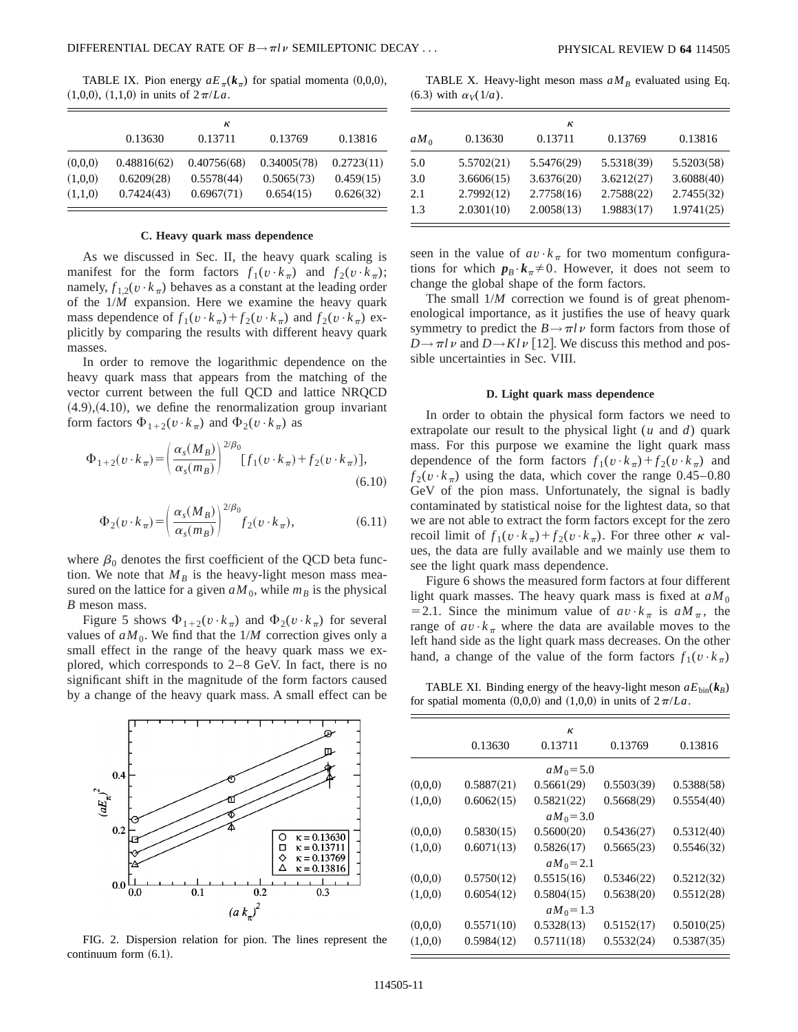TABLE IX. Pion energy $aE_\pi(\boldsymbol{k}_\pi)$ for spatial momenta (0,0,0), (1,0,0), (1,1,0) in units of $2\pi/La$.

| | $\kappa$ | | | |
|---|---|---|---|---|
| | 0.13630 | 0.13711 | 0.13769 | 0.13816 |
| (0,0,0) | 0.48816(62) | 0.40756(68) | 0.34005(78) | 0.2723(11) |
| (1,0,0) | 0.6209(28) | 0.5578(44) | 0.5065(73) | 0.459(15) |
| (1,1,0) | 0.7424(43) | 0.6967(71) | 0.654(15) | 0.626(32) |

### C. Heavy quark mass dependence

As we discussed in Sec. II, the heavy quark scaling is manifest for the form factors $f_1(v\cdot k_\pi)$ and $f_2(v\cdot k_\pi)$; namely, $f_{1,2}(v\cdot k_\pi)$ behaves as a constant at the leading order of the $1/M$ expansion. Here we examine the heavy quark mass dependence of $f_1(v\cdot k_\pi)+f_2(v\cdot k_\pi)$ and $f_2(v\cdot k_\pi)$ explicitly by comparing the results with different heavy quark masses.

In order to remove the logarithmic dependence on the heavy quark mass that appears from the matching of the vector current between the full QCD and lattice NRQCD (4.9),(4.10), we define the renormalization group invariant form factors $\Phi_{1+2}(v\cdot k_\pi)$ and $\Phi_2(v\cdot k_\pi)$ as

$$\Phi_{1+2}(v\cdot k_\pi)=\left(\frac{\alpha_s(M_B)}{\alpha_s(m_B)}\right)^{2/\beta_0}[f_1(v\cdot k_\pi)+f_2(v\cdot k_\pi)], \tag{6.10}$$

$$\Phi_2(v\cdot k_\pi)=\left(\frac{\alpha_s(M_B)}{\alpha_s(m_B)}\right)^{2/\beta_0}f_2(v\cdot k_\pi), \tag{6.11}$$

where $\beta_0$ denotes the first coefficient of the QCD beta function. We note that $M_B$ is the heavy-light meson mass measured on the lattice for a given $aM_0$, while $m_B$ is the physical $B$ meson mass.

Figure 5 shows $\Phi_{1+2}(v\cdot k_\pi)$ and $\Phi_2(v\cdot k_\pi)$ for several values of $aM_0$. We find that the $1/M$ correction gives only a small effect in the range of the heavy quark mass we explored, which corresponds to 2–8 GeV. In fact, there is no significant shift in the magnitude of the form factors caused by a change of the heavy quark mass. A small effect can be seen in the value of $av\cdot k_\pi$ for two momentum configurations for which $\boldsymbol{p}_B\cdot\boldsymbol{k}_\pi\neq 0$. However, it does not seem to change the global shape of the form factors.

The small $1/M$ correction we found is of great phenomenological importance, as it justifies the use of heavy quark symmetry to predict the $B\to\pi l\nu$ form factors from those of $D\to\pi l\nu$ and $D\to Kl\nu$ [12]. We discuss this method and possible uncertainties in Sec. VIII.

FIG. 2. Dispersion relation for pion. The lines represent the continuum form (6.1).

TABLE X. Heavy-light meson mass $aM_B$ evaluated using Eq. (6.3) with $\alpha_V(1/a)$.

| $aM_0$ | $\kappa$ | | | |
|---|---|---|---|---|
| | 0.13630 | 0.13711 | 0.13769 | 0.13816 |
| 5.0 | 5.5702(21) | 5.5476(29) | 5.5318(39) | 5.5203(58) |
| 3.0 | 3.6606(15) | 3.6376(20) | 3.6212(27) | 3.6088(40) |
| 2.1 | 2.7992(12) | 2.7758(16) | 2.7588(22) | 2.7455(32) |
| 1.3 | 2.0301(10) | 2.0058(13) | 1.9883(17) | 1.9741(25) |

### D. Light quark mass dependence

In order to obtain the physical form factors we need to extrapolate our result to the physical light ($u$ and $d$) quark mass. For this purpose we examine the light quark mass dependence of the form factors $f_1(v\cdot k_\pi)+f_2(v\cdot k_\pi)$ and $f_2(v\cdot k_\pi)$ using the data, which cover the range 0.45–0.80 GeV of the pion mass. Unfortunately, the signal is badly contaminated by statistical noise for the lightest data, so that we are not able to extract the form factors except for the zero recoil limit of $f_1(v\cdot k_\pi)+f_2(v\cdot k_\pi)$. For three other $\kappa$ values, the data are fully available and we mainly use them to see the light quark mass dependence.

Figure 6 shows the measured form factors at four different light quark masses. The heavy quark mass is fixed at $aM_0=2.1$. Since the minimum value of $av\cdot k_\pi$ is $aM_\pi$, the range of $av\cdot k_\pi$ where the data are available moves to the left hand side as the light quark mass decreases. On the other hand, a change of the value of the form factors $f_1(v\cdot k_\pi)$

TABLE XI. Binding energy of the heavy-light meson $aE_{\rm bin}(\boldsymbol{k}_B)$ for spatial momenta (0,0,0) and (1,0,0) in units of $2\pi/La$.

| | $\kappa$ | | | |
|---|---|---|---|---|
| | 0.13630 | 0.13711 | 0.13769 | 0.13816 |
| | | $aM_0=5.0$ | | |
| (0,0,0) | 0.5887(21) | 0.5661(29) | 0.5503(39) | 0.5388(58) |
| (1,0,0) | 0.6062(15) | 0.5821(22) | 0.5668(29) | 0.5554(40) |
| | | $aM_0=3.0$ | | |
| (0,0,0) | 0.5830(15) | 0.5600(20) | 0.5436(27) | 0.5312(40) |
| (1,0,0) | 0.6071(13) | 0.5826(17) | 0.5665(23) | 0.5546(32) |
| | | $aM_0=2.1$ | | |
| (0,0,0) | 0.5750(12) | 0.5515(16) | 0.5346(22) | 0.5212(32) |
| (1,0,0) | 0.6054(12) | 0.5804(15) | 0.5638(20) | 0.5512(28) |
| | | $aM_0=1.3$ | | |
| (0,0,0) | 0.5571(10) | 0.5328(13) | 0.5152(17) | 0.5010(25) |
| (1,0,0) | 0.5984(12) | 0.5711(18) | 0.5532(24) | 0.5387(35) |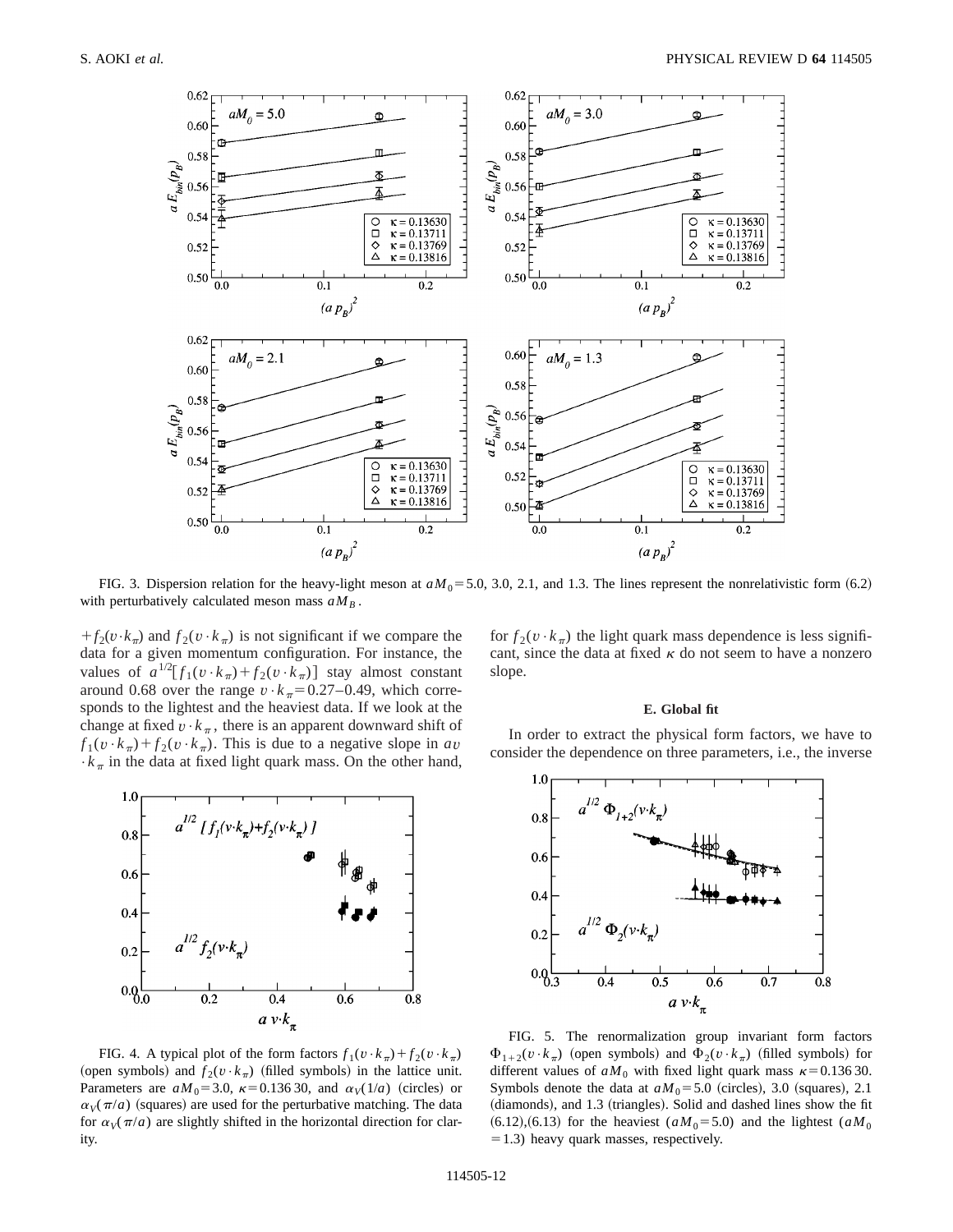FIG. 3. Dispersion relation for the heavy-light meson at $aM_0=5.0$, 3.0, 2.1, and 1.3. The lines represent the nonrelativistic form (6.2) with perturbatively calculated meson mass $aM_B$.

$+f_2(v\cdot k_\pi)$ and $f_2(v\cdot k_\pi)$ is not significant if we compare the data for a given momentum configuration. For instance, the values of $a^{1/2}[f_1(v\cdot k_\pi)+f_2(v\cdot k_\pi)]$ stay almost constant around 0.68 over the range $v\cdot k_\pi=0.27$–0.49, which corresponds to the lightest and the heaviest data. If we look at the change at fixed $v\cdot k_\pi$, there is an apparent downward shift of $f_1(v\cdot k_\pi)+f_2(v\cdot k_\pi)$. This is due to a negative slope in $av\cdot k_\pi$ in the data at fixed light quark mass. On the other hand, for $f_2(v\cdot k_\pi)$ the light quark mass dependence is less significant, since the data at fixed $\kappa$ do not seem to have a nonzero slope.

FIG. 4. A typical plot of the form factors $f_1(v\cdot k_\pi)+f_2(v\cdot k_\pi)$ (open symbols) and $f_2(v\cdot k_\pi)$ (filled symbols) in the lattice unit. Parameters are $aM_0=3.0$, $\kappa=0.136\,30$, and $\alpha_V(1/a)$ (circles) or $\alpha_V(\pi/a)$ (squares) are used for the perturbative matching. The data for $\alpha_V(\pi/a)$ are slightly shifted in the horizontal direction for clarity.

### E. Global fit

In order to extract the physical form factors, we have to consider the dependence on three parameters, i.e., the inverse

FIG. 5. The renormalization group invariant form factors $\Phi_{1+2}(v\cdot k_\pi)$ (open symbols) and $\Phi_2(v\cdot k_\pi)$ (filled symbols) for different values of $aM_0$ with fixed light quark mass $\kappa=0.136\,30$. Symbols denote the data at $aM_0=5.0$ (circles), 3.0 (squares), 2.1 (diamonds), and 1.3 (triangles). Solid and dashed lines show the fit (6.12),(6.13) for the heaviest ($aM_0=5.0$) and the lightest ($aM_0=1.3$) heavy quark masses, respectively.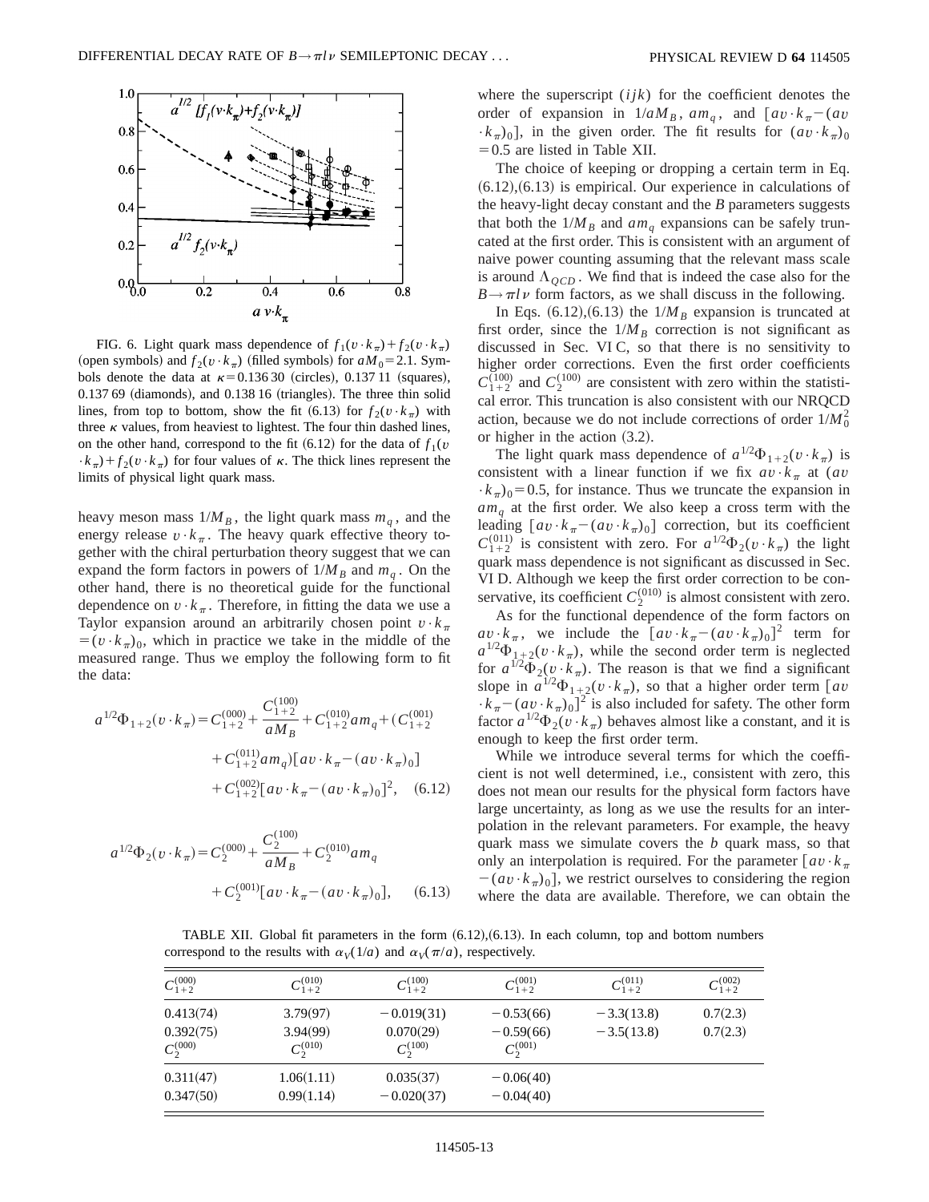FIG. 6. Light quark mass dependence of $f_1(v\cdot k_\pi)+f_2(v\cdot k_\pi)$ (open symbols) and $f_2(v\cdot k_\pi)$ (filled symbols) for $aM_0=2.1$. Symbols denote the data at $\kappa=0.136\,30$ (circles), 0.137 11 (squares), 0.137 69 (diamonds), and 0.138 16 (triangles). The three thin solid lines, from top to bottom, show the fit (6.13) for $f_2(v\cdot k_\pi)$ with three $\kappa$ values, from heaviest to lightest. The four thin dashed lines, on the other hand, correspond to the fit (6.12) for the data of $f_1(v\cdot k_\pi)+f_2(v\cdot k_\pi)$ for four values of $\kappa$. The thick lines represent the limits of physical light quark mass.

heavy meson mass $1/M_B$, the light quark mass $m_q$, and the energy release $v\cdot k_\pi$. The heavy quark effective theory together with the chiral perturbation theory suggest that we can expand the form factors in powers of $1/M_B$ and $m_q$. On the other hand, there is no theoretical guide for the functional dependence on $v\cdot k_\pi$. Therefore, in fitting the data we use a Taylor expansion around an arbitrarily chosen point $v\cdot k_\pi=(v\cdot k_\pi)_0$, which in practice we take in the middle of the measured range. Thus we employ the following form to fit the data:

$$a^{1/2}\Phi_{1+2}(v\cdot k_\pi)=C_{1+2}^{(000)}+\frac{C_{1+2}^{(100)}}{aM_B}+C_{1+2}^{(010)}am_q+(C_{1+2}^{(001)}+C_{1+2}^{(011)}am_q)[av\cdot k_\pi-(av\cdot k_\pi)_0]+C_{1+2}^{(002)}[av\cdot k_\pi-(av\cdot k_\pi)_0]^2, \quad (6.12)$$

$$a^{1/2}\Phi_2(v\cdot k_\pi)=C_2^{(000)}+\frac{C_2^{(100)}}{aM_B}+C_2^{(010)}am_q+C_2^{(001)}[av\cdot k_\pi-(av\cdot k_\pi)_0], \quad (6.13)$$

where the superscript $(ijk)$ for the coefficient denotes the order of expansion in $1/aM_B$, $am_q$, and $[av\cdot k_\pi-(av\cdot k_\pi)_0]$, in the given order. The fit results for $(av\cdot k_\pi)_0=0.5$ are listed in Table XII.

The choice of keeping or dropping a certain term in Eq. (6.12),(6.13) is empirical. Our experience in calculations of the heavy-light decay constant and the $B$ parameters suggests that both the $1/M_B$ and $am_q$ expansions can be safely truncated at the first order. This is consistent with an argument of naive power counting assuming that the relevant mass scale is around $\Lambda_{QCD}$. We find that is indeed the case also for the $B\to\pi l\nu$ form factors, as we shall discuss in the following.

In Eqs. (6.12),(6.13) the $1/M_B$ expansion is truncated at first order, since the $1/M_B$ correction is not significant as discussed in Sec. VI C, so that there is no sensitivity to higher order corrections. Even the first order coefficients $C_{1+2}^{(100)}$ and $C_2^{(100)}$ are consistent with zero within the statistical error. This truncation is also consistent with our NRQCD action, because we do not include corrections of order $1/M_0^2$ or higher in the action (3.2).

The light quark mass dependence of $a^{1/2}\Phi_{1+2}(v\cdot k_\pi)$ is consistent with a linear function if we fix $av\cdot k_\pi$ at $(av\cdot k_\pi)_0=0.5$, for instance. Thus we truncate the expansion in $am_q$ at the first order. We also keep a cross term with the leading $[av\cdot k_\pi-(av\cdot k_\pi)_0]$ correction, but its coefficient $C_{1+2}^{(011)}$ is consistent with zero. For $a^{1/2}\Phi_2(v\cdot k_\pi)$ the light quark mass dependence is not significant as discussed in Sec. VI D. Although we keep the first order correction to be conservative, its coefficient $C_2^{(010)}$ is almost consistent with zero.

As for the functional dependence of the form factors on $av\cdot k_\pi$, we include the $[av\cdot k_\pi-(av\cdot k_\pi)_0]^2$ term for $a^{1/2}\Phi_{1+2}(v\cdot k_\pi)$, while the second order term is neglected for $a^{1/2}\Phi_2(v\cdot k_\pi)$. The reason is that we find a significant slope in $a^{1/2}\Phi_{1+2}(v\cdot k_\pi)$, so that a higher order term $[av\cdot k_\pi-(av\cdot k_\pi)_0]^2$ is also included for safety. The other form factor $a^{1/2}\Phi_2(v\cdot k_\pi)$ behaves almost like a constant, and it is enough to keep the first order term.

While we introduce several terms for which the coefficient is not well determined, i.e., consistent with zero, this does not mean our results for the physical form factors have large uncertainty, as long as we use the results for an interpolation in the relevant parameters. For example, the heavy quark mass we simulate covers the $b$ quark mass, so that only an interpolation is required. For the parameter $[av\cdot k_\pi-(av\cdot k_\pi)_0]$, we restrict ourselves to considering the region where the data are available. Therefore, we can obtain the

TABLE XII. Global fit parameters in the form (6.12),(6.13). In each column, top and bottom numbers correspond to the results with $\alpha_V(1/a)$ and $\alpha_V(\pi/a)$, respectively.

| $C_{1+2}^{(000)}$ | $C_{1+2}^{(010)}$ | $C_{1+2}^{(100)}$ | $C_{1+2}^{(001)}$ | $C_{1+2}^{(011)}$ | $C_{1+2}^{(002)}$ |
|---|---|---|---|---|---|
| 0.413(74) | 3.79(97) | −0.019(31) | −0.53(66) | −3.3(13.8) | 0.7(2.3) |
| 0.392(75) | 3.94(99) | 0.070(29) | −0.59(66) | −3.5(13.8) | 0.7(2.3) |
| $C_2^{(000)}$ | $C_2^{(010)}$ | $C_2^{(100)}$ | $C_2^{(001)}$ | | |
| 0.311(47) | 1.06(1.11) | 0.035(37) | −0.06(40) | | |
| 0.347(50) | 0.99(1.14) | −0.020(37) | −0.04(40) | | |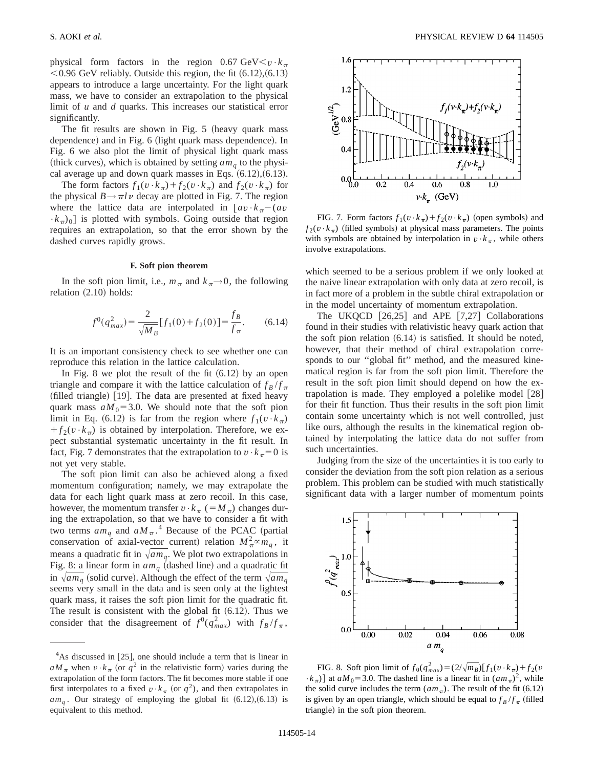physical form factors in the region $0.67\ \mathrm{GeV} < v\cdot k_\pi < 0.96$ GeV reliably. Outside this region, the fit (6.12),(6.13) appears to introduce a large uncertainty. For the light quark mass, we have to consider an extrapolation to the physical limit of $u$ and $d$ quarks. This increases our statistical error significantly.

The fit results are shown in Fig. 5 (heavy quark mass dependence) and in Fig. 6 (light quark mass dependence). In Fig. 6 we also plot the limit of physical light quark mass (thick curves), which is obtained by setting $am_q$ to the physical average up and down quark masses in Eqs. (6.12),(6.13).

The form factors $f_1(v\cdot k_\pi)+f_2(v\cdot k_\pi)$ and $f_2(v\cdot k_\pi)$ for the physical $B\to\pi l\nu$ decay are plotted in Fig. 7. The region where the lattice data are interpolated in $[av\cdot k_\pi-(av\cdot k_\pi)_0]$ is plotted with symbols. Going outside that region requires an extrapolation, so that the error shown by the dashed curves rapidly grows.

FIG. 7. Form factors $f_1(v\cdot k_\pi)+f_2(v\cdot k_\pi)$ (open symbols) and $f_2(v\cdot k_\pi)$ (filled symbols) at physical mass parameters. The points with symbols are obtained by interpolation in $v\cdot k_\pi$, while others involve extrapolations.

### F. Soft pion theorem

In the soft pion limit, i.e., $m_\pi$ and $k_\pi\to 0$, the following relation (2.10) holds:

$$f^0(q^2_{max})=\frac{2}{\sqrt{M_B}}[f_1(0)+f_2(0)]=\frac{f_B}{f_\pi}. \qquad (6.14)$$

It is an important consistency check to see whether one can reproduce this relation in the lattice calculation.

In Fig. 8 we plot the result of the fit (6.12) by an open triangle and compare it with the lattice calculation of $f_B/f_\pi$ (filled triangle) [19]. The data are presented at fixed heavy quark mass $aM_0=3.0$. We should note that the soft pion limit in Eq. (6.12) is far from the region where $f_1(v\cdot k_\pi)+f_2(v\cdot k_\pi)$ is obtained by interpolation. Therefore, we expect substantial systematic uncertainty in the fit result. In fact, Fig. 7 demonstrates that the extrapolation to $v\cdot k_\pi=0$ is not yet very stable.

The soft pion limit can also be achieved along a fixed momentum configuration; namely, we may extrapolate the data for each light quark mass at zero recoil. In this case, however, the momentum transfer $v\cdot k_\pi$ $(=M_\pi)$ changes during the extrapolation, so that we have to consider a fit with two terms $am_q$ and $aM_\pi$.[4] Because of the PCAC (partial conservation of axial-vector current) relation $M_\pi^2\propto m_q$, it means a quadratic fit in $\sqrt{am_q}$. We plot two extrapolations in Fig. 8: a linear form in $am_q$ (dashed line) and a quadratic fit in $\sqrt{am_q}$ (solid curve). Although the effect of the term $\sqrt{am_q}$ seems very small in the data and is seen only at the lightest quark mass, it raises the soft pion limit for the quadratic fit. The result is consistent with the global fit (6.12). Thus we consider that the disagreement of $f^0(q^2_{max})$ with $f_B/f_\pi$, which seemed to be a serious problem if we only looked at the naive linear extrapolation with only data at zero recoil, is in fact more of a problem in the subtle chiral extrapolation or in the model uncertainty of momentum extrapolation.

The UKQCD [26,25] and APE [7,27] Collaborations found in their studies with relativistic heavy quark action that the soft pion relation (6.14) is satisfied. It should be noted, however, that their method of chiral extrapolation corresponds to our "global fit" method, and the measured kinematical region is far from the soft pion limit. Therefore the result in the soft pion limit should depend on how the extrapolation is made. They employed a polelike model [28] for their fit function. Thus their results in the soft pion limit contain some uncertainty which is not well controlled, just like ours, although the results in the kinematical region obtained by interpolating the lattice data do not suffer from such uncertainties.

Judging from the size of the uncertainties it is too early to consider the deviation from the soft pion relation as a serious problem. This problem can be studied with much statistically significant data with a larger number of momentum points

FIG. 8. Soft pion limit of $f_0(q^2_{max})=(2/\sqrt{m_B})[f_1(v\cdot k_\pi)+f_2(v\cdot k_\pi)]$ at $aM_0=3.0$. The dashed line is a linear fit in $(am_\pi)^2$, while the solid curve includes the term $(am_\pi)$. The result of the fit (6.12) is given by an open triangle, which should be equal to $f_B/f_\pi$ (filled triangle) in the soft pion theorem.

---

[4] As discussed in [25], one should include a term that is linear in $aM_\pi$ when $v\cdot k_\pi$ (or $q^2$ in the relativistic form) varies during the extrapolation of the form factors. The fit becomes more stable if one first interpolates to a fixed $v\cdot k_\pi$ (or $q^2$), and then extrapolates in $am_q$. Our strategy of employing the global fit (6.12),(6.13) is equivalent to this method.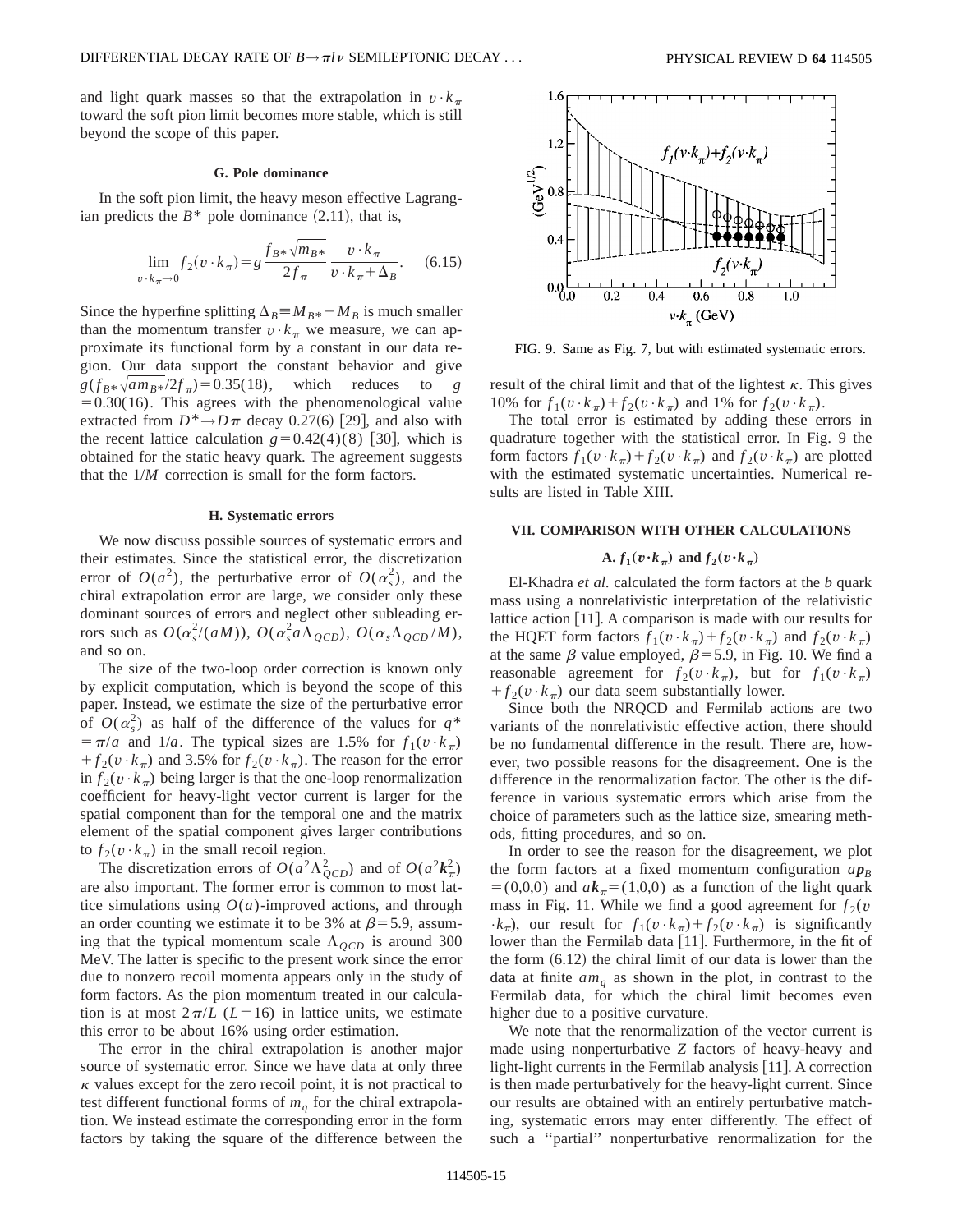and light quark masses so that the extrapolation in $v\cdot k_\pi$ toward the soft pion limit becomes more stable, which is still beyond the scope of this paper.

### G. Pole dominance

In the soft pion limit, the heavy meson effective Lagrangian predicts the $B^*$ pole dominance (2.11), that is,

$$\lim_{v\cdot k_\pi \to 0} f_2(v\cdot k_\pi) = g\frac{f_{B^*}\sqrt{m_{B^*}}}{2f_\pi}\frac{v\cdot k_\pi}{v\cdot k_\pi+\Delta_B}. \quad (6.15)$$

Since the hyperfine splitting $\Delta_B \equiv M_{B^*}-M_B$ is much smaller than the momentum transfer $v\cdot k_\pi$ we measure, we can approximate its functional form by a constant in our data region. Our data support the constant behavior and give $g(f_{B^*}\sqrt{am_{B^*}}/2f_\pi)=0.35(18)$, which reduces to $g=0.30(16)$. This agrees with the phenomenological value extracted from $D^*\to D\pi$ decay 0.27(6) [29], and also with the recent lattice calculation $g=0.42(4)(8)$ [30], which is obtained for the static heavy quark. The agreement suggests that the $1/M$ correction is small for the form factors.

### H. Systematic errors

We now discuss possible sources of systematic errors and their estimates. Since the statistical error, the discretization error of $O(a^2)$, the perturbative error of $O(\alpha_s^2)$, and the chiral extrapolation error are large, we consider only these dominant sources of errors and neglect other subleading errors such as $O(\alpha_s^2/(aM))$, $O(\alpha_s^2 a\Lambda_{QCD})$, $O(\alpha_s\Lambda_{QCD}/M)$, and so on.

The size of the two-loop order correction is known only by explicit computation, which is beyond the scope of this paper. Instead, we estimate the size of the perturbative error of $O(\alpha_s^2)$ as half of the difference of the values for $q^*=\pi/a$ and $1/a$. The typical sizes are 1.5% for $f_1(v\cdot k_\pi)+f_2(v\cdot k_\pi)$ and 3.5% for $f_2(v\cdot k_\pi)$. The reason for the error in $f_2(v\cdot k_\pi)$ being larger is that the one-loop renormalization coefficient for heavy-light vector current is larger for the spatial component than for the temporal one and the matrix element of the spatial component gives larger contributions to $f_2(v\cdot k_\pi)$ in the small recoil region.

The discretization errors of $O(a^2\Lambda_{QCD}^2)$ and of $O(a^2\boldsymbol{k}_\pi^2)$ are also important. The former error is common to most lattice simulations using $O(a)$-improved actions, and through an order counting we estimate it to be 3% at $\beta=5.9$, assuming that the typical momentum scale $\Lambda_{QCD}$ is around 300 MeV. The latter is specific to the present work since the error due to nonzero recoil momenta appears only in the study of form factors. As the pion momentum treated in our calculation is at most $2\pi/L$ ($L=16$) in lattice units, we estimate this error to be about 16% using order estimation.

The error in the chiral extrapolation is another major source of systematic error. Since we have data at only three $\kappa$ values except for the zero recoil point, it is not practical to test different functional forms of $m_q$ for the chiral extrapolation. We instead estimate the corresponding error in the form factors by taking the square of the difference between the result of the chiral limit and that of the lightest $\kappa$. This gives 10% for $f_1(v\cdot k_\pi)+f_2(v\cdot k_\pi)$ and 1% for $f_2(v\cdot k_\pi)$.

The total error is estimated by adding these errors in quadrature together with the statistical error. In Fig. 9 the form factors $f_1(v\cdot k_\pi)+f_2(v\cdot k_\pi)$ and $f_2(v\cdot k_\pi)$ are plotted with the estimated systematic uncertainties. Numerical results are listed in Table XIII.

FIG. 9. Same as Fig. 7, but with estimated systematic errors.

## VII. COMPARISON WITH OTHER CALCULATIONS

### A. $f_1(v\cdot k_\pi)$ and $f_2(v\cdot k_\pi)$

El-Khadra *et al.* calculated the form factors at the $b$ quark mass using a nonrelativistic interpretation of the relativistic lattice action [11]. A comparison is made with our results for the HQET form factors $f_1(v\cdot k_\pi)+f_2(v\cdot k_\pi)$ and $f_2(v\cdot k_\pi)$ at the same $\beta$ value employed, $\beta=5.9$, in Fig. 10. We find a reasonable agreement for $f_2(v\cdot k_\pi)$, but for $f_1(v\cdot k_\pi)+f_2(v\cdot k_\pi)$ our data seem substantially lower.

Since both the NRQCD and Fermilab actions are two variants of the nonrelativistic effective action, there should be no fundamental difference in the result. There are, however, two possible reasons for the disagreement. One is the difference in the renormalization factor. The other is the difference in various systematic errors which arise from the choice of parameters such as the lattice size, smearing methods, fitting procedures, and so on.

In order to see the reason for the disagreement, we plot the form factors at a fixed momentum configuration $a\boldsymbol{p}_B=(0,0,0)$ and $a\boldsymbol{k}_\pi=(1,0,0)$ as a function of the light quark mass in Fig. 11. While we find a good agreement for $f_2(v\cdot k_\pi)$, our result for $f_1(v\cdot k_\pi)+f_2(v\cdot k_\pi)$ is significantly lower than the Fermilab data [11]. Furthermore, in the fit of the form (6.12) the chiral limit of our data is lower than the data at finite $am_q$ as shown in the plot, in contrast to the Fermilab data, for which the chiral limit becomes even higher due to a positive curvature.

We note that the renormalization of the vector current is made using nonperturbative $Z$ factors of heavy-heavy and light-light currents in the Fermilab analysis [11]. A correction is then made perturbatively for the heavy-light current. Since our results are obtained with an entirely perturbative matching, systematic errors may enter differently. The effect of such a "partial" nonperturbative renormalization for the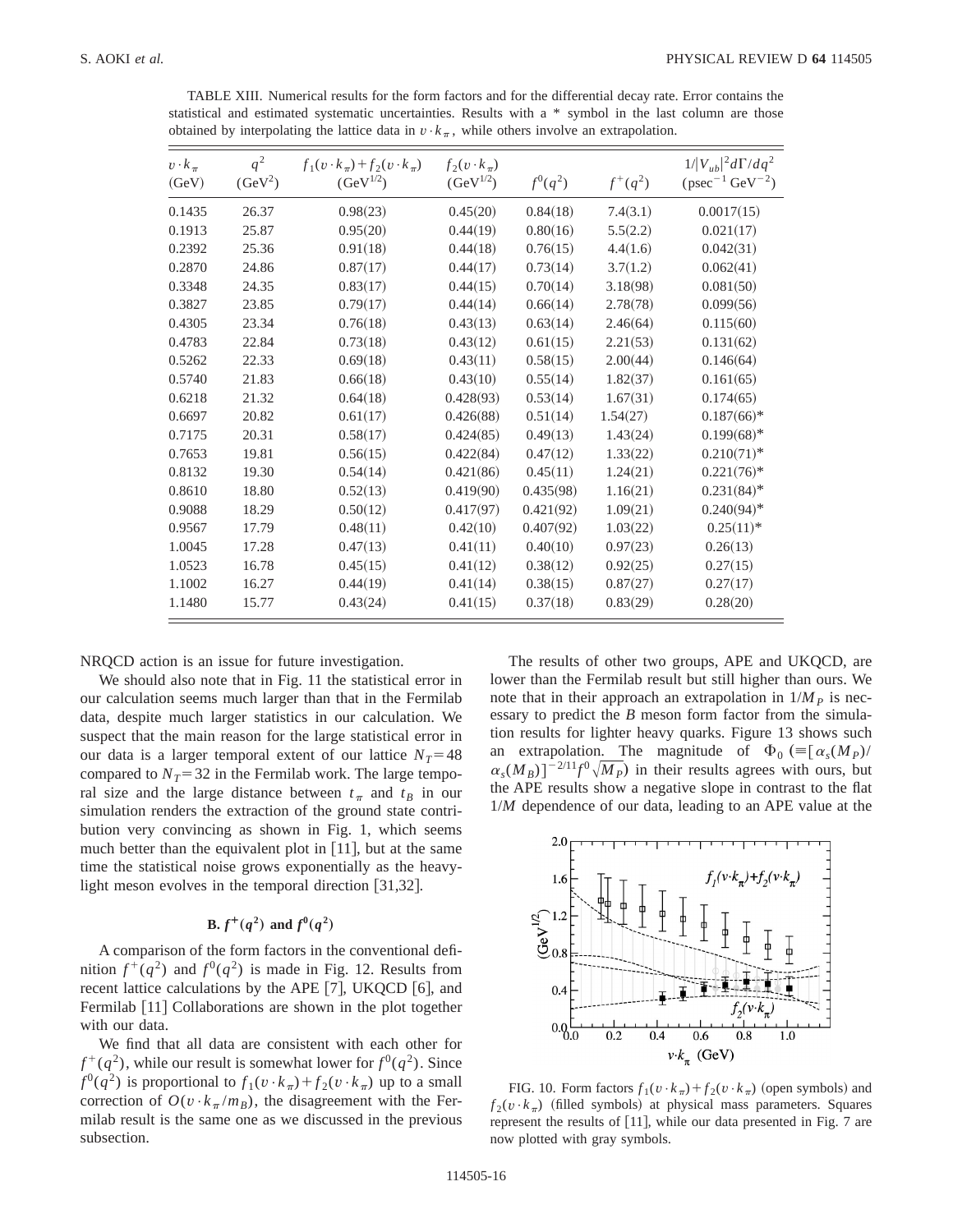TABLE XIII. Numerical results for the form factors and for the differential decay rate. Error contains the statistical and estimated systematic uncertainties. Results with a * symbol in the last column are those obtained by interpolating the lattice data in $v\cdot k_\pi$, while others involve an extrapolation.

| $v\cdot k_\pi$ (GeV) | $q^2$ (GeV$^2$) | $f_1(v\cdot k_\pi)+f_2(v\cdot k_\pi)$ (GeV$^{1/2}$) | $f_2(v\cdot k_\pi)$ (GeV$^{1/2}$) | $f^0(q^2)$ | $f^+(q^2)$ | $1/\lvert V_{ub}\rvert^2 d\Gamma/dq^2$ (psec$^{-1}$ GeV$^{-2}$) |
|---|---|---|---|---|---|---|
| 0.1435 | 26.37 | 0.98(23) | 0.45(20) | 0.84(18) | 7.4(3.1) | 0.0017(15) |
| 0.1913 | 25.87 | 0.95(20) | 0.44(19) | 0.80(16) | 5.5(2.2) | 0.021(17) |
| 0.2392 | 25.36 | 0.91(18) | 0.44(18) | 0.76(15) | 4.4(1.6) | 0.042(31) |
| 0.2870 | 24.86 | 0.87(17) | 0.44(17) | 0.73(14) | 3.7(1.2) | 0.062(41) |
| 0.3348 | 24.35 | 0.83(17) | 0.44(15) | 0.70(14) | 3.18(98) | 0.081(50) |
| 0.3827 | 23.85 | 0.79(17) | 0.44(14) | 0.66(14) | 2.78(78) | 0.099(56) |
| 0.4305 | 23.34 | 0.76(18) | 0.43(13) | 0.63(14) | 2.46(64) | 0.115(60) |
| 0.4783 | 22.84 | 0.73(18) | 0.43(12) | 0.61(15) | 2.21(53) | 0.131(62) |
| 0.5262 | 22.33 | 0.69(18) | 0.43(11) | 0.58(15) | 2.00(44) | 0.146(64) |
| 0.5740 | 21.83 | 0.66(18) | 0.43(10) | 0.55(14) | 1.82(37) | 0.161(65) |
| 0.6218 | 21.32 | 0.64(18) | 0.428(93) | 0.53(14) | 1.67(31) | 0.174(65) |
| 0.6697 | 20.82 | 0.61(17) | 0.426(88) | 0.51(14) | 1.54(27) | 0.187(66)* |
| 0.7175 | 20.31 | 0.58(17) | 0.424(85) | 0.49(13) | 1.43(24) | 0.199(68)* |
| 0.7653 | 19.81 | 0.56(15) | 0.422(84) | 0.47(12) | 1.33(22) | 0.210(71)* |
| 0.8132 | 19.30 | 0.54(14) | 0.421(86) | 0.45(11) | 1.24(21) | 0.221(76)* |
| 0.8610 | 18.80 | 0.52(13) | 0.419(90) | 0.435(98) | 1.16(21) | 0.231(84)* |
| 0.9088 | 18.29 | 0.50(12) | 0.417(97) | 0.421(92) | 1.09(21) | 0.240(94)* |
| 0.9567 | 17.79 | 0.48(11) | 0.42(10) | 0.407(92) | 1.03(22) | 0.25(11)* |
| 1.0045 | 17.28 | 0.47(13) | 0.41(11) | 0.40(10) | 0.97(23) | 0.26(13) |
| 1.0523 | 16.78 | 0.45(15) | 0.41(12) | 0.38(12) | 0.92(25) | 0.27(15) |
| 1.1002 | 16.27 | 0.44(19) | 0.41(14) | 0.38(15) | 0.87(27) | 0.27(17) |
| 1.1480 | 15.77 | 0.43(24) | 0.41(15) | 0.37(18) | 0.83(29) | 0.28(20) |

NRQCD action is an issue for future investigation.

We should also note that in Fig. 11 the statistical error in our calculation seems much larger than that in the Fermilab data, despite much larger statistics in our calculation. We suspect that the main reason for the large statistical error in our data is a larger temporal extent of our lattice $N_T=48$ compared to $N_T=32$ in the Fermilab work. The large temporal size and the large distance between $t_\pi$ and $t_B$ in our simulation renders the extraction of the ground state contribution very convincing as shown in Fig. 1, which seems much better than the equivalent plot in [11], but at the same time the statistical noise grows exponentially as the heavy-light meson evolves in the temporal direction [31,32].

### B. $f^+(q^2)$ and $f^0(q^2)$

A comparison of the form factors in the conventional definition $f^+(q^2)$ and $f^0(q^2)$ is made in Fig. 12. Results from recent lattice calculations by the APE [7], UKQCD [6], and Fermilab [11] Collaborations are shown in the plot together with our data.

We find that all data are consistent with each other for $f^+(q^2)$, while our result is somewhat lower for $f^0(q^2)$. Since $f^0(q^2)$ is proportional to $f_1(v\cdot k_\pi)+f_2(v\cdot k_\pi)$ up to a small correction of $O(v\cdot k_\pi/m_B)$, the disagreement with the Fermilab result is the same one as we discussed in the previous subsection.

The results of other two groups, APE and UKQCD, are lower than the Fermilab result but still higher than ours. We note that in their approach an extrapolation in $1/M_P$ is necessary to predict the $B$ meson form factor from the simulation results for lighter heavy quarks. Figure 13 shows such an extrapolation. The magnitude of $\Phi_0$ ($\equiv[\alpha_s(M_P)/\alpha_s(M_B)]^{-2/11}f^0\sqrt{M_P}$) in their results agrees with ours, but the APE results show a negative slope in contrast to the flat $1/M$ dependence of our data, leading to an APE value at the

FIG. 10. Form factors $f_1(v\cdot k_\pi)+f_2(v\cdot k_\pi)$ (open symbols) and $f_2(v\cdot k_\pi)$ (filled symbols) at physical mass parameters. Squares represent the results of [11], while our data presented in Fig. 7 are now plotted with gray symbols.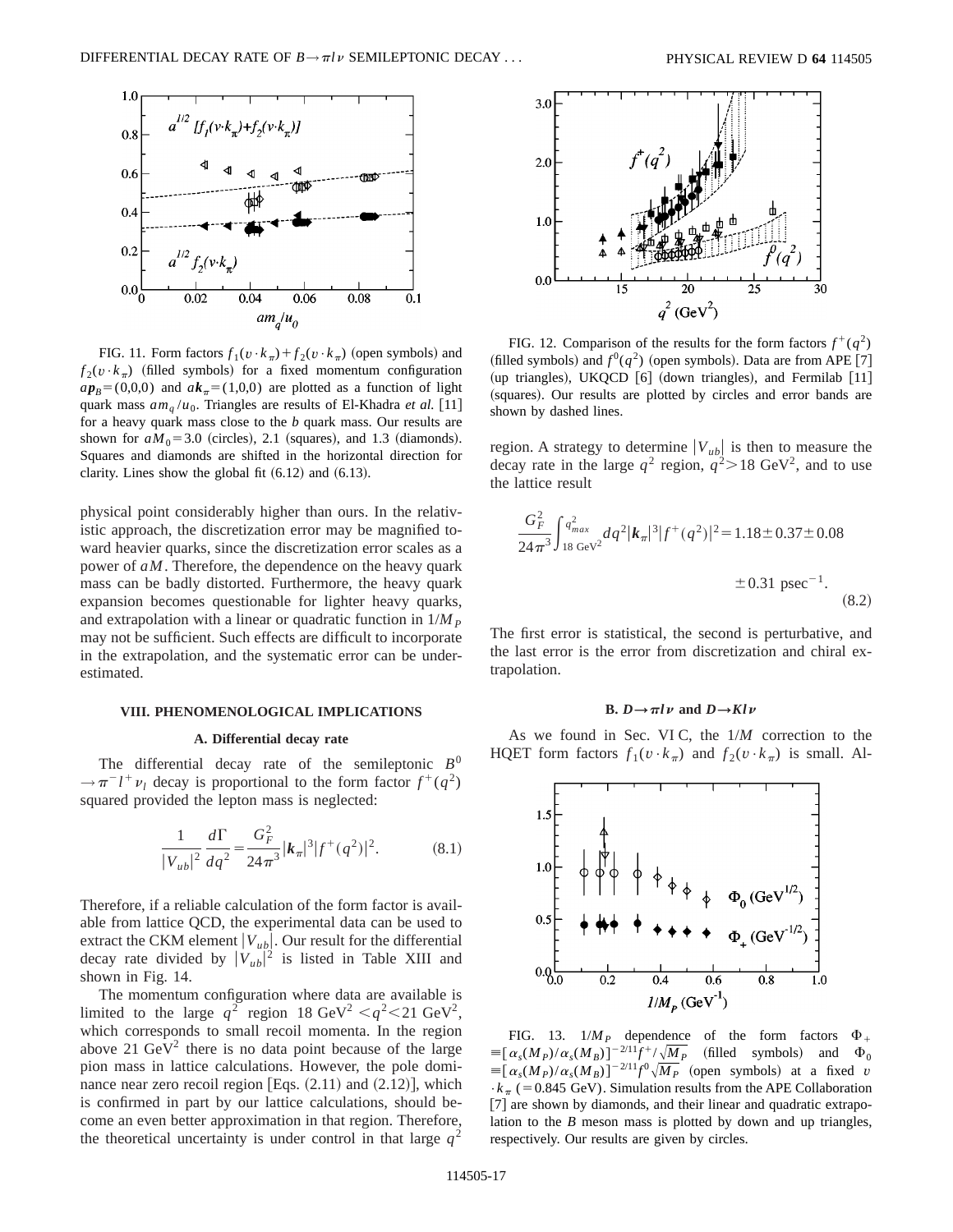FIG. 11. Form factors $f_1(v\cdot k_\pi)+f_2(v\cdot k_\pi)$ (open symbols) and $f_2(v\cdot k_\pi)$ (filled symbols) for a fixed momentum configuration $a\boldsymbol{p}_B=(0,0,0)$ and $a\boldsymbol{k}_\pi=(1,0,0)$ are plotted as a function of light quark mass $am_q/u_0$. Triangles are results of El-Khadra *et al.* [11] for a heavy quark mass close to the $b$ quark mass. Our results are shown for $aM_0=3.0$ (circles), 2.1 (squares), and 1.3 (diamonds). Squares and diamonds are shifted in the horizontal direction for clarity. Lines show the global fit (6.12) and (6.13).

physical point considerably higher than ours. In the relativistic approach, the discretization error may be magnified toward heavier quarks, since the discretization error scales as a power of $aM$. Therefore, the dependence on the heavy quark mass can be badly distorted. Furthermore, the heavy quark expansion becomes questionable for lighter heavy quarks, and extrapolation with a linear or quadratic function in $1/M_P$ may not be sufficient. Such effects are difficult to incorporate in the extrapolation, and the systematic error can be underestimated.

## VIII. PHENOMENOLOGICAL IMPLICATIONS

### A. Differential decay rate

The differential decay rate of the semileptonic $B^0\to\pi^- l^+\nu_l$ decay is proportional to the form factor $f^+(q^2)$ squared provided the lepton mass is neglected:

$$\frac{1}{|V_{ub}|^2}\frac{d\Gamma}{dq^2}=\frac{G_F^2}{24\pi^3}|\boldsymbol{k}_\pi|^3|f^+(q^2)|^2. \tag{8.1}$$

Therefore, if a reliable calculation of the form factor is available from lattice QCD, the experimental data can be used to extract the CKM element $|V_{ub}|$. Our result for the differential decay rate divided by $|V_{ub}|^2$ is listed in Table XIII and shown in Fig. 14.

The momentum configuration where data are available is limited to the large $q^2$ region 18 GeV$^2$ $<q^2<$ 21 GeV$^2$, which corresponds to small recoil momenta. In the region above 21 GeV$^2$ there is no data point because of the large pion mass in lattice calculations. However, the pole dominance near zero recoil region [Eqs. (2.11) and (2.12)], which is confirmed in part by our lattice calculations, should become an even better approximation in that region. Therefore, the theoretical uncertainty is under control in that large $q^2$ region. A strategy to determine $|V_{ub}|$ is then to measure the decay rate in the large $q^2$ region, $q^2>18$ GeV$^2$, and to use the lattice result

$$\frac{G_F^2}{24\pi^3}\int_{18\ \mathrm{GeV}^2}^{q^2_{max}}dq^2|\boldsymbol{k}_\pi|^3|f^+(q^2)|^2=1.18\pm0.37\pm0.08\pm0.31\ \mathrm{psec}^{-1}. \tag{8.2}$$

The first error is statistical, the second is perturbative, and the last error is the error from discretization and chiral extrapolation.

FIG. 12. Comparison of the results for the form factors $f^+(q^2)$ (filled symbols) and $f^0(q^2)$ (open symbols). Data are from APE [7] (up triangles), UKQCD [6] (down triangles), and Fermilab [11] (squares). Our results are plotted by circles and error bands are shown by dashed lines.

### B. $D\to\pi l\nu$ and $D\to Kl\nu$

As we found in Sec. VI C, the $1/M$ correction to the HQET form factors $f_1(v\cdot k_\pi)$ and $f_2(v\cdot k_\pi)$ is small. Al-

FIG. 13. $1/M_P$ dependence of the form factors $\Phi_+\equiv[\alpha_s(M_P)/\alpha_s(M_B)]^{-2/11}f^+/\sqrt{M_P}$ (filled symbols) and $\Phi_0\equiv[\alpha_s(M_P)/\alpha_s(M_B)]^{-2/11}f^0\sqrt{M_P}$ (open symbols) at a fixed $v\cdot k_\pi$ (=0.845 GeV). Simulation results from the APE Collaboration [7] are shown by diamonds, and their linear and quadratic extrapolation to the $B$ meson mass is plotted by down and up triangles, respectively. Our results are given by circles.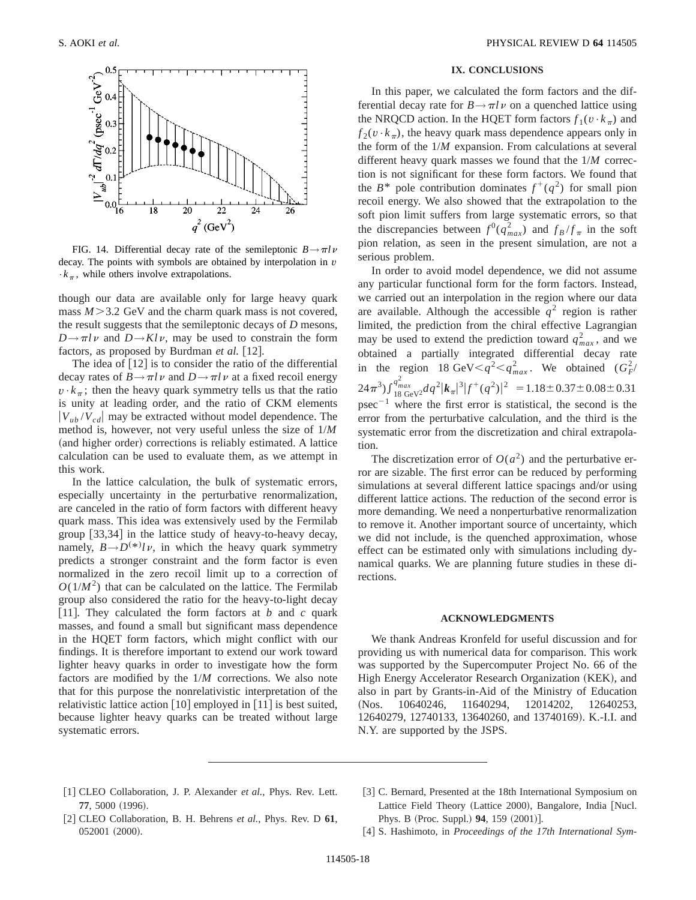FIG. 14. Differential decay rate of the semileptonic $B \to \pi l \nu$ decay. The points with symbols are obtained by interpolation in $v \cdot k_\pi$, while others involve extrapolations.

though our data are available only for large heavy quark mass $M > 3.2$ GeV and the charm quark mass is not covered, the result suggests that the semileptonic decays of $D$ mesons, $D \to \pi l \nu$ and $D \to K l \nu$, may be used to constrain the form factors, as proposed by Burdman *et al.* [12].

The idea of [12] is to consider the ratio of the differential decay rates of $B \to \pi l \nu$ and $D \to \pi l \nu$ at a fixed recoil energy $v \cdot k_\pi$; then the heavy quark symmetry tells us that the ratio is unity at leading order, and the ratio of CKM elements $|V_{ub}/V_{cd}|$ may be extracted without model dependence. The method is, however, not very useful unless the size of $1/M$ (and higher order) corrections is reliably estimated. A lattice calculation can be used to evaluate them, as we attempt in this work.

In the lattice calculation, the bulk of systematic errors, especially uncertainty in the perturbative renormalization, are canceled in the ratio of form factors with different heavy quark mass. This idea was extensively used by the Fermilab group [33,34] in the lattice study of heavy-to-heavy decay, namely, $B \to D^{(*)} l \nu$, in which the heavy quark symmetry predicts a stronger constraint and the form factor is even normalized in the zero recoil limit up to a correction of $O(1/M^2)$ that can be calculated on the lattice. The Fermilab group also considered the ratio for the heavy-to-light decay [11]. They calculated the form factors at $b$ and $c$ quark masses, and found a small but significant mass dependence in the HQET form factors, which might conflict with our findings. It is therefore important to extend our work toward lighter heavy quarks in order to investigate how the form factors are modified by the $1/M$ corrections. We also note that for this purpose the nonrelativistic interpretation of the relativistic lattice action [10] employed in [11] is best suited, because lighter heavy quarks can be treated without large systematic errors.

## IX. CONCLUSIONS

In this paper, we calculated the form factors and the differential decay rate for $B \to \pi l \nu$ on a quenched lattice using the NRQCD action. In the HQET form factors $f_1(v \cdot k_\pi)$ and $f_2(v \cdot k_\pi)$, the heavy quark mass dependence appears only in the form of the $1/M$ expansion. From calculations at several different heavy quark masses we found that the $1/M$ correction is not significant for these form factors. We found that the $B^*$ pole contribution dominates $f^+(q^2)$ for small pion recoil energy. We also showed that the extrapolation to the soft pion limit suffers from large systematic errors, so that the discrepancies between $f^0(q^2_{max})$ and $f_B/f_\pi$ in the soft pion relation, as seen in the present simulation, are not a serious problem.

In order to avoid model dependence, we did not assume any particular functional form for the form factors. Instead, we carried out an interpolation in the region where our data are available. Although the accessible $q^2$ region is rather limited, the prediction from the chiral effective Lagrangian may be used to extend the prediction toward $q^2_{max}$, and we obtained a partially integrated differential decay rate in the region $18\ \mathrm{GeV} < q^2 < q^2_{max}$. We obtained $(G_F^2/24\pi^3)\int_{18\ \mathrm{GeV}^2}^{q^2_{max}} dq^2 |\boldsymbol{k}_\pi|^3 |f^+(q^2)|^2 = 1.18 \pm 0.37 \pm 0.08 \pm 0.31$ psec$^{-1}$ where the first error is statistical, the second is the error from the perturbative calculation, and the third is the systematic error from the discretization and chiral extrapolation.

The discretization error of $O(a^2)$ and the perturbative error are sizable. The first error can be reduced by performing simulations at several different lattice spacings and/or using different lattice actions. The reduction of the second error is more demanding. We need a nonperturbative renormalization to remove it. Another important source of uncertainty, which we did not include, is the quenched approximation, whose effect can be estimated only with simulations including dynamical quarks. We are planning future studies in these directions.

## ACKNOWLEDGMENTS

We thank Andreas Kronfeld for useful discussion and for providing us with numerical data for comparison. This work was supported by the Supercomputer Project No. 66 of the High Energy Accelerator Research Organization (KEK), and also in part by Grants-in-Aid of the Ministry of Education (Nos. 10640246, 11640294, 12014202, 12640253, 12640279, 12740133, 13640260, and 13740169). K.-I.I. and N.Y. are supported by the JSPS.

[1] CLEO Collaboration, J. P. Alexander *et al.*, Phys. Rev. Lett. **77**, 5000 (1996).

[2] CLEO Collaboration, B. H. Behrens *et al.*, Phys. Rev. D **61**, 052001 (2000).

[3] C. Bernard, Presented at the 18th International Symposium on Lattice Field Theory (Lattice 2000), Bangalore, India [Nucl. Phys. B (Proc. Suppl.) **94**, 159 (2001)].

[4] S. Hashimoto, in *Proceedings of the 17th International Sym-*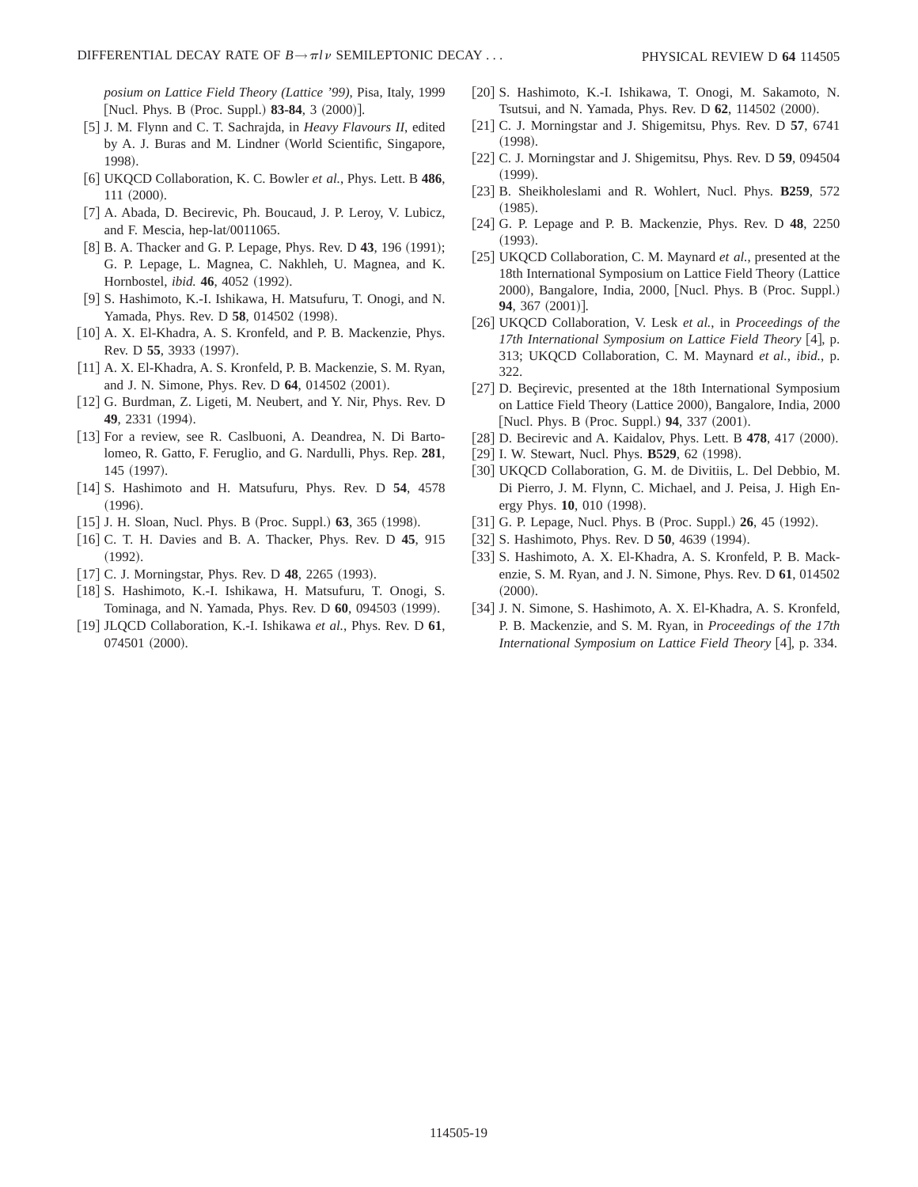*posium on Lattice Field Theory (Lattice '99)*, Pisa, Italy, 1999 [Nucl. Phys. B (Proc. Suppl.) **83-84**, 3 (2000)].

[5] J. M. Flynn and C. T. Sachrajda, in *Heavy Flavours II*, edited by A. J. Buras and M. Lindner (World Scientific, Singapore, 1998).

[6] UKQCD Collaboration, K. C. Bowler *et al.*, Phys. Lett. B **486**, 111 (2000).

[7] A. Abada, D. Becirevic, Ph. Boucaud, J. P. Leroy, V. Lubicz, and F. Mescia, hep-lat/0011065.

[8] B. A. Thacker and G. P. Lepage, Phys. Rev. D **43**, 196 (1991); G. P. Lepage, L. Magnea, C. Nakhleh, U. Magnea, and K. Hornbostel, *ibid.* **46**, 4052 (1992).

[9] S. Hashimoto, K.-I. Ishikawa, H. Matsufuru, T. Onogi, and N. Yamada, Phys. Rev. D **58**, 014502 (1998).

[10] A. X. El-Khadra, A. S. Kronfeld, and P. B. Mackenzie, Phys. Rev. D **55**, 3933 (1997).

[11] A. X. El-Khadra, A. S. Kronfeld, P. B. Mackenzie, S. M. Ryan, and J. N. Simone, Phys. Rev. D **64**, 014502 (2001).

[12] G. Burdman, Z. Ligeti, M. Neubert, and Y. Nir, Phys. Rev. D **49**, 2331 (1994).

[13] For a review, see R. Caslbuoni, A. Deandrea, N. Di Bartolomeo, R. Gatto, F. Feruglio, and G. Nardulli, Phys. Rep. **281**, 145 (1997).

[14] S. Hashimoto and H. Matsufuru, Phys. Rev. D **54**, 4578 (1996).

[15] J. H. Sloan, Nucl. Phys. B (Proc. Suppl.) **63**, 365 (1998).

[16] C. T. H. Davies and B. A. Thacker, Phys. Rev. D **45**, 915 (1992).

[17] C. J. Morningstar, Phys. Rev. D **48**, 2265 (1993).

[18] S. Hashimoto, K.-I. Ishikawa, H. Matsufuru, T. Onogi, S. Tominaga, and N. Yamada, Phys. Rev. D **60**, 094503 (1999).

[19] JLQCD Collaboration, K.-I. Ishikawa *et al.*, Phys. Rev. D **61**, 074501 (2000).

[20] S. Hashimoto, K.-I. Ishikawa, T. Onogi, M. Sakamoto, N. Tsutsui, and N. Yamada, Phys. Rev. D **62**, 114502 (2000).

[21] C. J. Morningstar and J. Shigemitsu, Phys. Rev. D **57**, 6741 (1998).

[22] C. J. Morningstar and J. Shigemitsu, Phys. Rev. D **59**, 094504 (1999).

[23] B. Sheikholeslami and R. Wohlert, Nucl. Phys. **B259**, 572 (1985).

[24] G. P. Lepage and P. B. Mackenzie, Phys. Rev. D **48**, 2250 (1993).

[25] UKQCD Collaboration, C. M. Maynard *et al.*, presented at the 18th International Symposium on Lattice Field Theory (Lattice 2000), Bangalore, India, 2000, [Nucl. Phys. B (Proc. Suppl.) **94**, 367 (2001)].

[26] UKQCD Collaboration, V. Lesk *et al.*, in *Proceedings of the 17th International Symposium on Lattice Field Theory* [4], p. 313; UKQCD Collaboration, C. M. Maynard *et al.*, *ibid.*, p. 322.

[27] D. Beçirevic, presented at the 18th International Symposium on Lattice Field Theory (Lattice 2000), Bangalore, India, 2000 [Nucl. Phys. B (Proc. Suppl.) **94**, 337 (2001).

[28] D. Becirevic and A. Kaidalov, Phys. Lett. B **478**, 417 (2000).

[29] I. W. Stewart, Nucl. Phys. **B529**, 62 (1998).

[30] UKQCD Collaboration, G. M. de Divitiis, L. Del Debbio, M. Di Pierro, J. M. Flynn, C. Michael, and J. Peisa, J. High Energy Phys. **10**, 010 (1998).

[31] G. P. Lepage, Nucl. Phys. B (Proc. Suppl.) **26**, 45 (1992).

[32] S. Hashimoto, Phys. Rev. D **50**, 4639 (1994).

[33] S. Hashimoto, A. X. El-Khadra, A. S. Kronfeld, P. B. Mackenzie, S. M. Ryan, and J. N. Simone, Phys. Rev. D **61**, 014502 (2000).

[34] J. N. Simone, S. Hashimoto, A. X. El-Khadra, A. S. Kronfeld, P. B. Mackenzie, and S. M. Ryan, in *Proceedings of the 17th International Symposium on Lattice Field Theory* [4], p. 334.